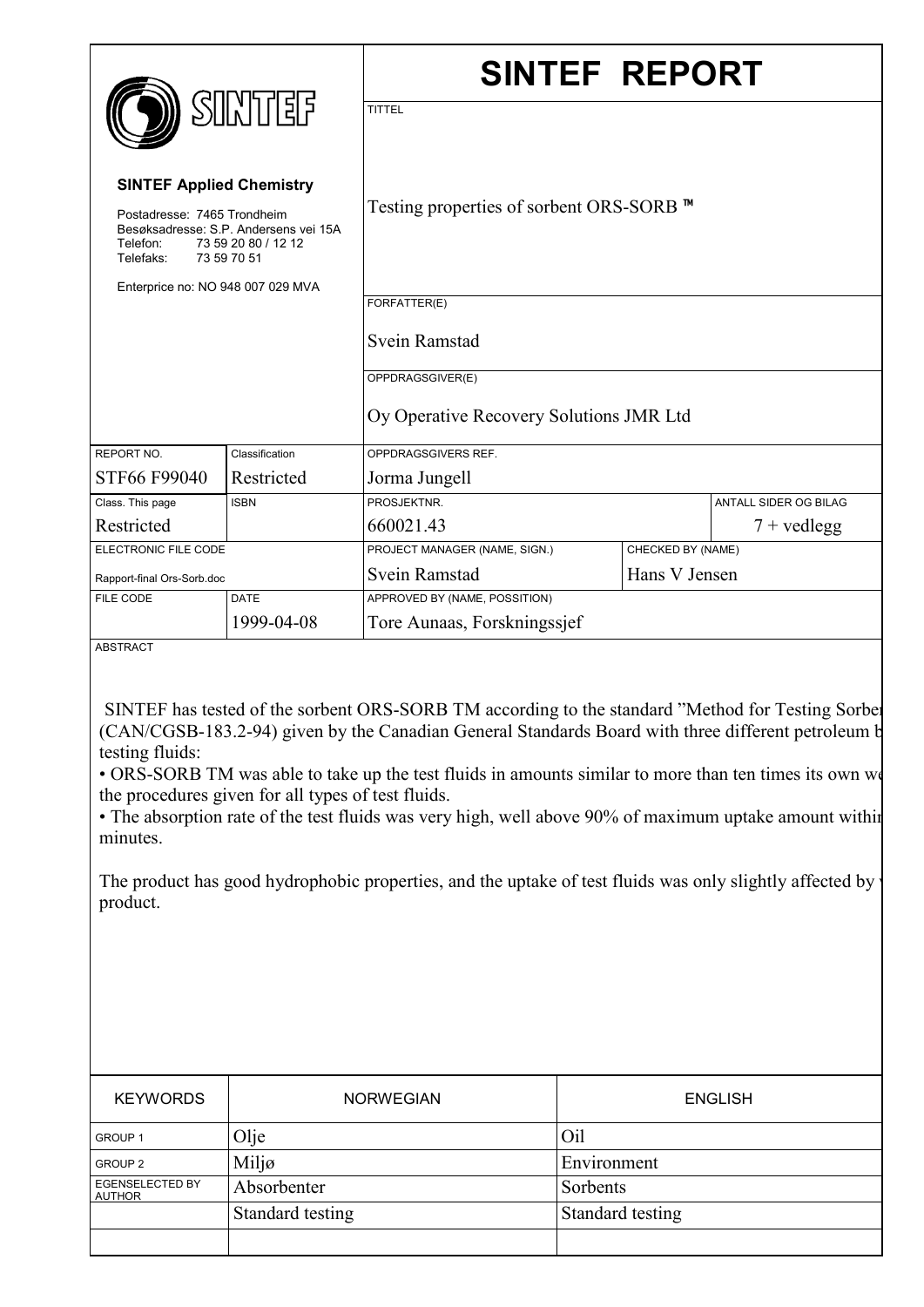# SINTEF REPORT

SINTEF

**SINTEF Applied Chemistry**

Postadresse: 7465 Trondheim
Besøksadresse: S.P. Andersens vei 15A
Telefon: 73 59 20 80 / 12 12
Telefaks: 73 59 70 51

Enterprice no: NO 948 007 029 MVA

TITTEL

Testing properties of sorbent ORS-SORB ™

FORFATTER(E)

Svein Ramstad

OPPDRAGSGIVER(E)

Oy Operative Recovery Solutions JMR Ltd

| REPORT NO. | Classification | OPPDRAGSGIVERS REF. | | |
|---|---|---|---|---|
| STF66 F99040 | Restricted | Jorma Jungell | | |
| Class. This page | ISBN | PROSJEKTNR. | | ANTALL SIDER OG BILAG |
| Restricted | | 660021.43 | | 7 + vedlegg |
| ELECTRONIC FILE CODE | | PROJECT MANAGER (NAME, SIGN.) | CHECKED BY (NAME) | |
| Rapport-final Ors-Sorb.doc | | Svein Ramstad | Hans V Jensen | |
| FILE CODE | DATE | APPROVED BY (NAME, POSSITION) | | |
| | 1999-04-08 | Tore Aunaas, Forskningssjef | | |

ABSTRACT

SINTEF has tested of the sorbent ORS-SORB TM according to the standard "Method for Testing Sorber (CAN/CGSB-183.2-94) given by the Canadian General Standards Board with three different petroleum b testing fluids:

- ORS-SORB TM was able to take up the test fluids in amounts similar to more than ten times its own we the procedures given for all types of test fluids.
- The absorption rate of the test fluids was very high, well above 90% of maximum uptake amount withir minutes.

The product has good hydrophobic properties, and the uptake of test fluids was only slightly affected by product.

| KEYWORDS | NORWEGIAN | ENGLISH |
|---|---|---|
| GROUP 1 | Olje | Oil |
| GROUP 2 | Miljø | Environment |
| EGENSELECTED BY AUTHOR | Absorbenter | Sorbents |
| | Standard testing | Standard testing |
| | | |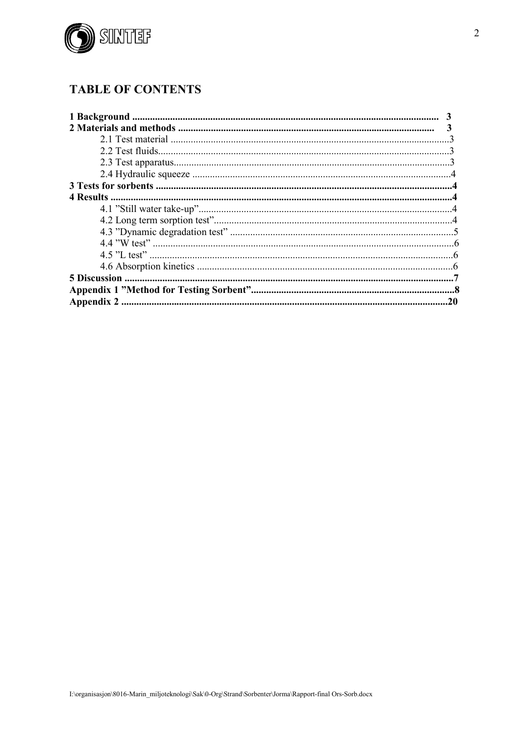## TABLE OF CONTENTS

**1 Background** ........................................................ **3**
**2 Materials and methods** ........................................................ **3**
- 2.1 Test material ........................................................ 3
- 2.2 Test fluids ........................................................ 3
- 2.3 Test apparatus ........................................................ 3
- 2.4 Hydraulic squeeze ........................................................ 4

**3 Tests for sorbents** ........................................................ **4**
**4 Results** ........................................................ **4**
- 4.1 ”Still water take-up” ........................................................ 4
- 4.2 Long term sorption test” ........................................................ 4
- 4.3 ”Dynamic degradation test” ........................................................ 5
- 4.4 ”W test” ........................................................ 6
- 4.5 ”L test” ........................................................ 6
- 4.6 Absorption kinetics ........................................................ 6

**5 Discussion** ........................................................ **7**
**Appendix 1 ”Method for Testing Sorbent”** ........................................................ **8**
**Appendix 2** ........................................................ **20**

I:\organisasjon\8016-Marin_miljoteknologi\Sak\0-Org\Strand\Sorbenter\Jorma\Rapport-final Ors-Sorb.docx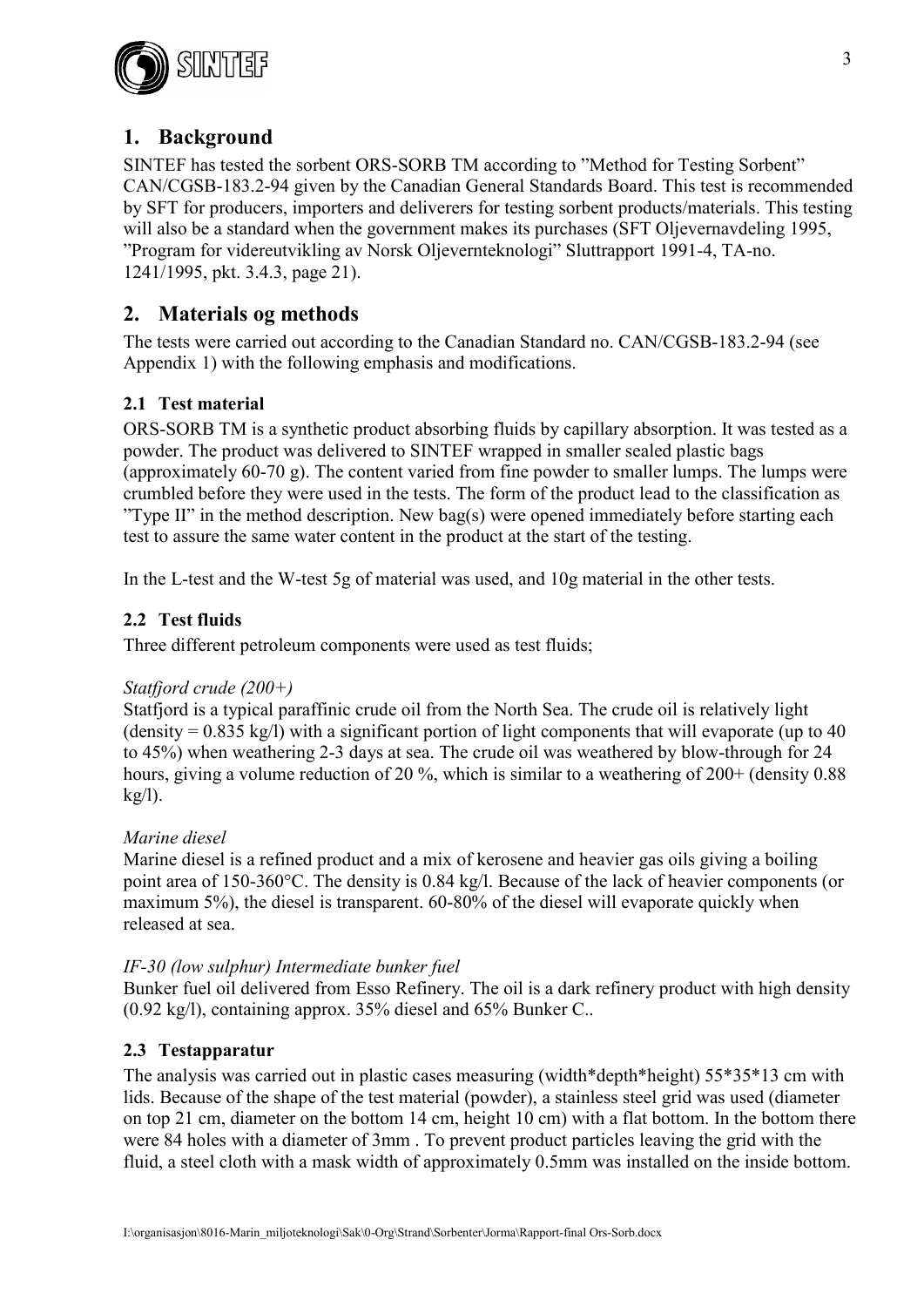## 1. Background

SINTEF has tested the sorbent ORS-SORB TM according to ”Method for Testing Sorbent” CAN/CGSB-183.2-94 given by the Canadian General Standards Board. This test is recommended by SFT for producers, importers and deliverers for testing sorbent products/materials. This testing will also be a standard when the government makes its purchases (SFT Oljevernavdeling 1995, ”Program for videreutvikling av Norsk Oljevernteknologi” Sluttrapport 1991-4, TA-no. 1241/1995, pkt. 3.4.3, page 21).

## 2. Materials og methods

The tests were carried out according to the Canadian Standard no. CAN/CGSB-183.2-94 (see Appendix 1) with the following emphasis and modifications.

### 2.1 Test material

ORS-SORB TM is a synthetic product absorbing fluids by capillary absorption. It was tested as a powder. The product was delivered to SINTEF wrapped in smaller sealed plastic bags (approximately 60-70 g). The content varied from fine powder to smaller lumps. The lumps were crumbled before they were used in the tests. The form of the product lead to the classification as ”Type II” in the method description. New bag(s) were opened immediately before starting each test to assure the same water content in the product at the start of the testing.

In the L-test and the W-test 5g of material was used, and 10g material in the other tests.

### 2.2 Test fluids

Three different petroleum components were used as test fluids;

*Statfjord crude (200+)*

Statfjord is a typical paraffinic crude oil from the North Sea. The crude oil is relatively light (density = 0.835 kg/l) with a significant portion of light components that will evaporate (up to 40 to 45%) when weathering 2-3 days at sea. The crude oil was weathered by blow-through for 24 hours, giving a volume reduction of 20 %, which is similar to a weathering of 200+ (density 0.88 kg/l).

*Marine diesel*

Marine diesel is a refined product and a mix of kerosene and heavier gas oils giving a boiling point area of 150-360°C. The density is 0.84 kg/l. Because of the lack of heavier components (or maximum 5%), the diesel is transparent. 60-80% of the diesel will evaporate quickly when released at sea.

*IF-30 (low sulphur) Intermediate bunker fuel*

Bunker fuel oil delivered from Esso Refinery. The oil is a dark refinery product with high density (0.92 kg/l), containing approx. 35% diesel and 65% Bunker C..

### 2.3 Testapparatur

The analysis was carried out in plastic cases measuring (width*depth*height) 55*35*13 cm with lids. Because of the shape of the test material (powder), a stainless steel grid was used (diameter on top 21 cm, diameter on the bottom 14 cm, height 10 cm) with a flat bottom. In the bottom there were 84 holes with a diameter of 3mm . To prevent product particles leaving the grid with the fluid, a steel cloth with a mask width of approximately 0.5mm was installed on the inside bottom.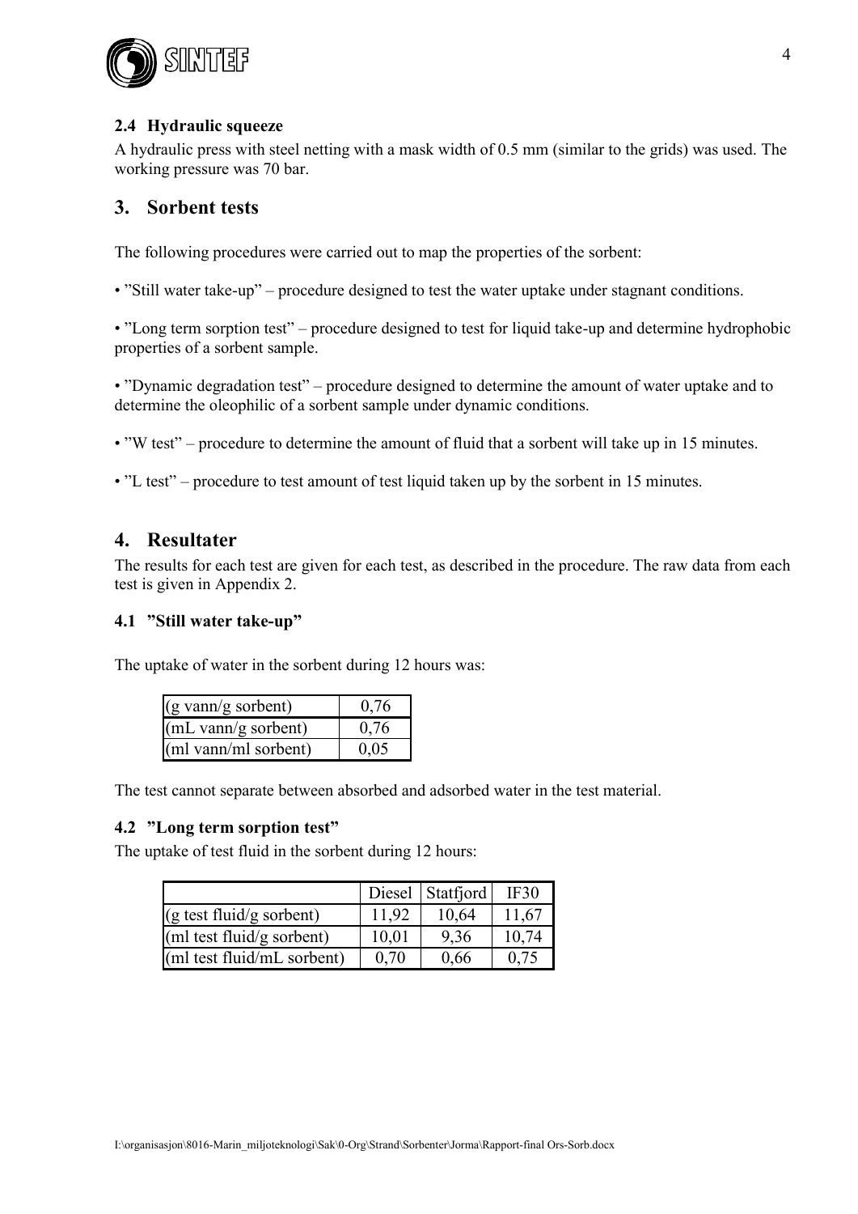### 2.4 Hydraulic squeeze

A hydraulic press with steel netting with a mask width of 0.5 mm (similar to the grids) was used. The working pressure was 70 bar.

## 3. Sorbent tests

The following procedures were carried out to map the properties of the sorbent:

• "Still water take-up" – procedure designed to test the water uptake under stagnant conditions.

• "Long term sorption test" – procedure designed to test for liquid take-up and determine hydrophobic properties of a sorbent sample.

• "Dynamic degradation test" – procedure designed to determine the amount of water uptake and to determine the oleophilic of a sorbent sample under dynamic conditions.

• "W test" – procedure to determine the amount of fluid that a sorbent will take up in 15 minutes.

• "L test" – procedure to test amount of test liquid taken up by the sorbent in 15 minutes.

## 4. Resultater

The results for each test are given for each test, as described in the procedure. The raw data from each test is given in Appendix 2.

### 4.1 "Still water take-up"

The uptake of water in the sorbent during 12 hours was:

| | |
|---|---|
| (g vann/g sorbent) | 0,76 |
| (mL vann/g sorbent) | 0,76 |
| (ml vann/ml sorbent) | 0,05 |

The test cannot separate between absorbed and adsorbed water in the test material.

### 4.2 "Long term sorption test"

The uptake of test fluid in the sorbent during 12 hours:

| | Diesel | Statfjord | IF30 |
|---|---|---|---|
| (g test fluid/g sorbent) | 11,92 | 10,64 | 11,67 |
| (ml test fluid/g sorbent) | 10,01 | 9,36 | 10,74 |
| (ml test fluid/mL sorbent) | 0,70 | 0,66 | 0,75 |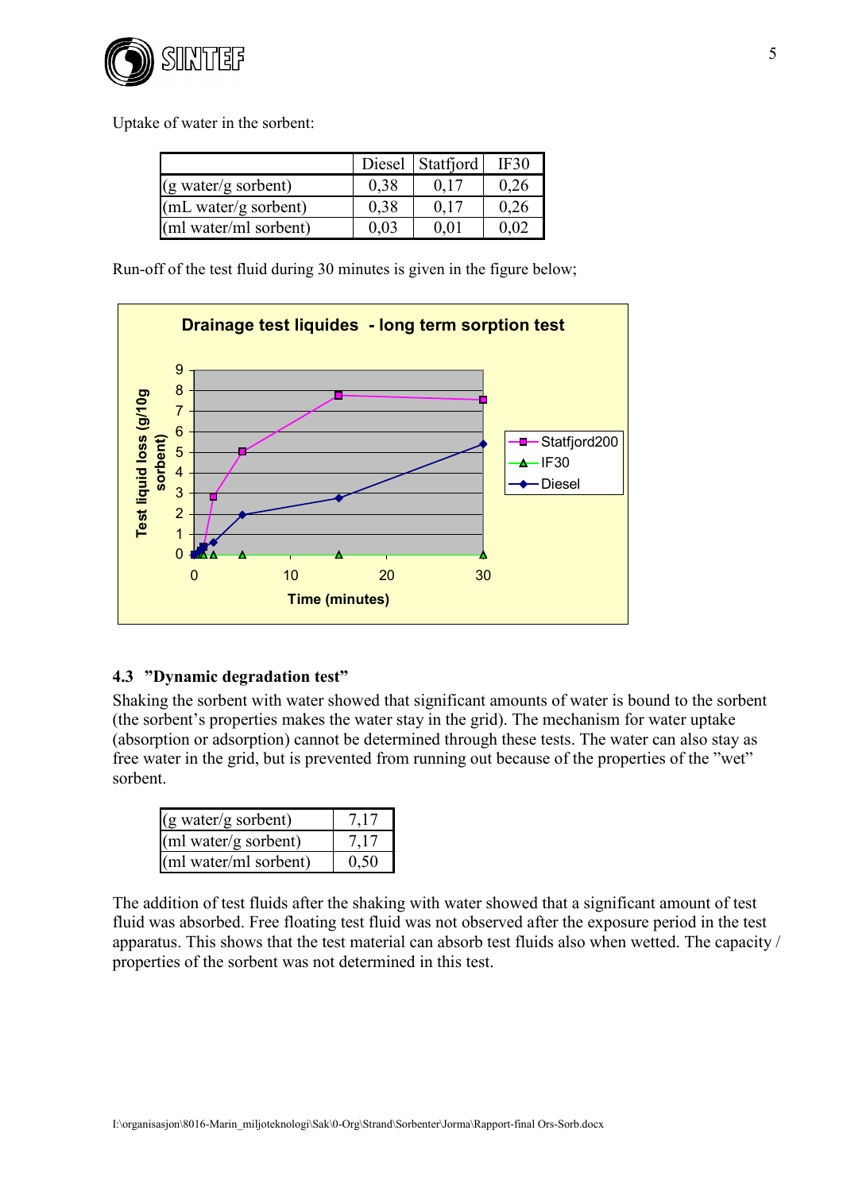Uptake of water in the sorbent:

| | Diesel | Statfjord | IF30 |
|---|---|---|---|
| (g water/g sorbent) | 0,38 | 0,17 | 0,26 |
| (mL water/g sorbent) | 0,38 | 0,17 | 0,26 |
| (ml water/ml sorbent) | 0,03 | 0,01 | 0,02 |

Run-off of the test fluid during 30 minutes is given in the figure below;

### 4.3 "Dynamic degradation test"

Shaking the sorbent with water showed that significant amounts of water is bound to the sorbent (the sorbent's properties makes the water stay in the grid). The mechanism for water uptake (absorption or adsorption) cannot be determined through these tests. The water can also stay as free water in the grid, but is prevented from running out because of the properties of the "wet" sorbent.

| | |
|---|---|
| (g water/g sorbent) | 7,17 |
| (ml water/g sorbent) | 7,17 |
| (ml water/ml sorbent) | 0,50 |

The addition of test fluids after the shaking with water showed that a significant amount of test fluid was absorbed. Free floating test fluid was not observed after the exposure period in the test apparatus. This shows that the test material can absorb test fluids also when wetted. The capacity / properties of the sorbent was not determined in this test.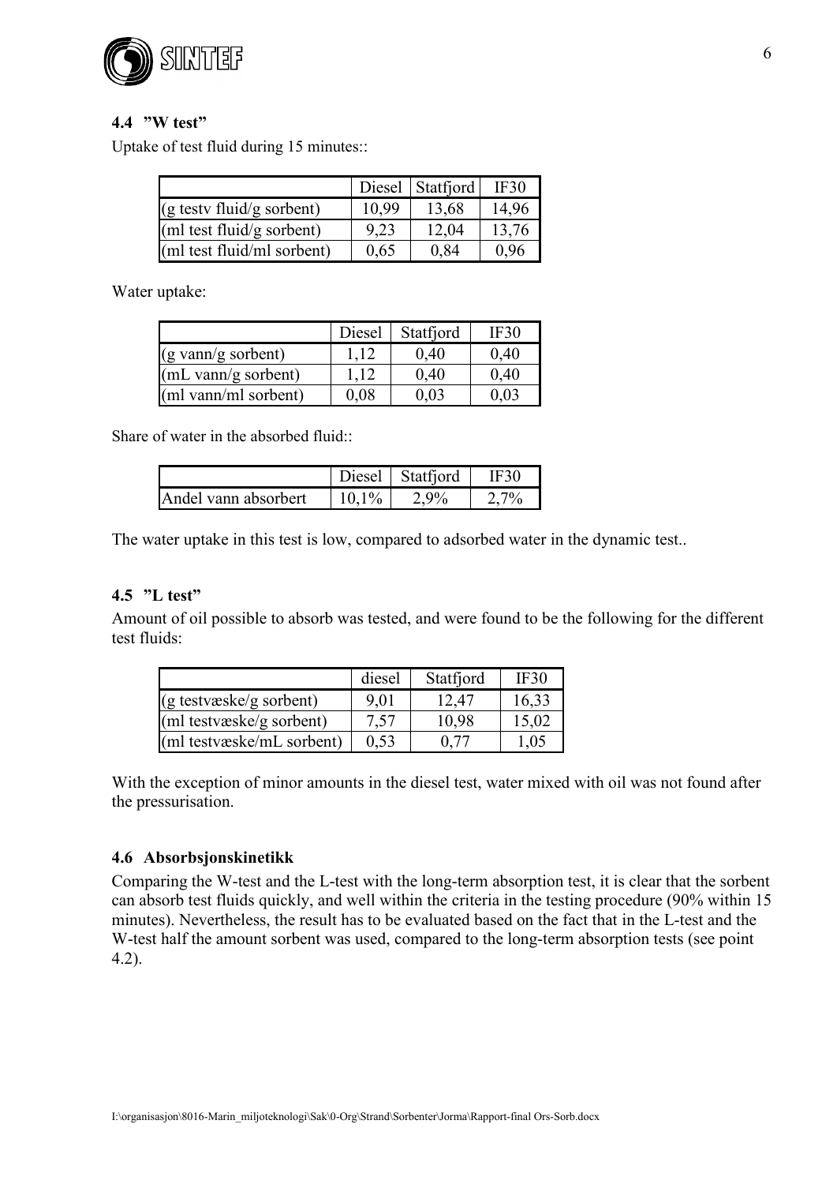### 4.4 ”W test”

Uptake of test fluid during 15 minutes::

| | Diesel | Statfjord | IF30 |
|---|---|---|---|
| (g testv fluid/g sorbent) | 10,99 | 13,68 | 14,96 |
| (ml test fluid/g sorbent) | 9,23 | 12,04 | 13,76 |
| (ml test fluid/ml sorbent) | 0,65 | 0,84 | 0,96 |

Water uptake:

| | Diesel | Statfjord | IF30 |
|---|---|---|---|
| (g vann/g sorbent) | 1,12 | 0,40 | 0,40 |
| (mL vann/g sorbent) | 1,12 | 0,40 | 0,40 |
| (ml vann/ml sorbent) | 0,08 | 0,03 | 0,03 |

Share of water in the absorbed fluid::

| | Diesel | Statfjord | IF30 |
|---|---|---|---|
| Andel vann absorbert | 10,1% | 2,9% | 2,7% |

The water uptake in this test is low, compared to adsorbed water in the dynamic test..

### 4.5 ”L test”

Amount of oil possible to absorb was tested, and were found to be the following for the different test fluids:

| | diesel | Statfjord | IF30 |
|---|---|---|---|
| (g testvæske/g sorbent) | 9,01 | 12,47 | 16,33 |
| (ml testvæske/g sorbent) | 7,57 | 10,98 | 15,02 |
| (ml testvæske/mL sorbent) | 0,53 | 0,77 | 1,05 |

With the exception of minor amounts in the diesel test, water mixed with oil was not found after the pressurisation.

### 4.6 Absorbsjonskinetikk

Comparing the W-test and the L-test with the long-term absorption test, it is clear that the sorbent can absorb test fluids quickly, and well within the criteria in the testing procedure (90% within 15 minutes). Nevertheless, the result has to be evaluated based on the fact that in the L-test and the W-test half the amount sorbent was used, compared to the long-term absorption tests (see point 4.2).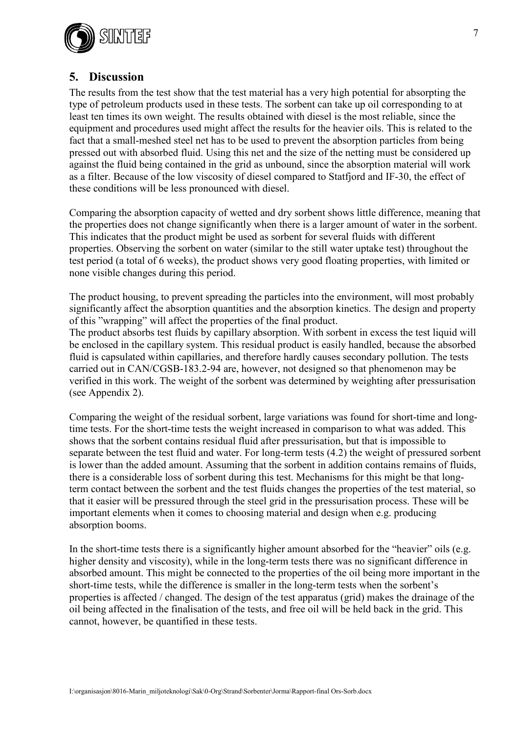## 5. Discussion

The results from the test show that the test material has a very high potential for absorpting the type of petroleum products used in these tests. The sorbent can take up oil corresponding to at least ten times its own weight. The results obtained with diesel is the most reliable, since the equipment and procedures used might affect the results for the heavier oils. This is related to the fact that a small-meshed steel net has to be used to prevent the absorption particles from being pressed out with absorbed fluid. Using this net and the size of the netting must be considered up against the fluid being contained in the grid as unbound, since the absorption material will work as a filter. Because of the low viscosity of diesel compared to Statfjord and IF-30, the effect of these conditions will be less pronounced with diesel.

Comparing the absorption capacity of wetted and dry sorbent shows little difference, meaning that the properties does not change significantly when there is a larger amount of water in the sorbent. This indicates that the product might be used as sorbent for several fluids with different properties. Observing the sorbent on water (similar to the still water uptake test) throughout the test period (a total of 6 weeks), the product shows very good floating properties, with limited or none visible changes during this period.

The product housing, to prevent spreading the particles into the environment, will most probably significantly affect the absorption quantities and the absorption kinetics. The design and property of this "wrapping" will affect the properties of the final product.
The product absorbs test fluids by capillary absorption. With sorbent in excess the test liquid will be enclosed in the capillary system. This residual product is easily handled, because the absorbed fluid is capsulated within capillaries, and therefore hardly causes secondary pollution. The tests carried out in CAN/CGSB-183.2-94 are, however, not designed so that phenomenon may be verified in this work. The weight of the sorbent was determined by weighting after pressurisation (see Appendix 2).

Comparing the weight of the residual sorbent, large variations was found for short-time and long-time tests. For the short-time tests the weight increased in comparison to what was added. This shows that the sorbent contains residual fluid after pressurisation, but that is impossible to separate between the test fluid and water. For long-term tests (4.2) the weight of pressured sorbent is lower than the added amount. Assuming that the sorbent in addition contains remains of fluids, there is a considerable loss of sorbent during this test. Mechanisms for this might be that long-term contact between the sorbent and the test fluids changes the properties of the test material, so that it easier will be pressured through the steel grid in the pressurisation process. These will be important elements when it comes to choosing material and design when e.g. producing absorption booms.

In the short-time tests there is a significantly higher amount absorbed for the "heavier" oils (e.g. higher density and viscosity), while in the long-term tests there was no significant difference in absorbed amount. This might be connected to the properties of the oil being more important in the short-time tests, while the difference is smaller in the long-term tests when the sorbent's properties is affected / changed. The design of the test apparatus (grid) makes the drainage of the oil being affected in the finalisation of the tests, and free oil will be held back in the grid. This cannot, however, be quantified in these tests.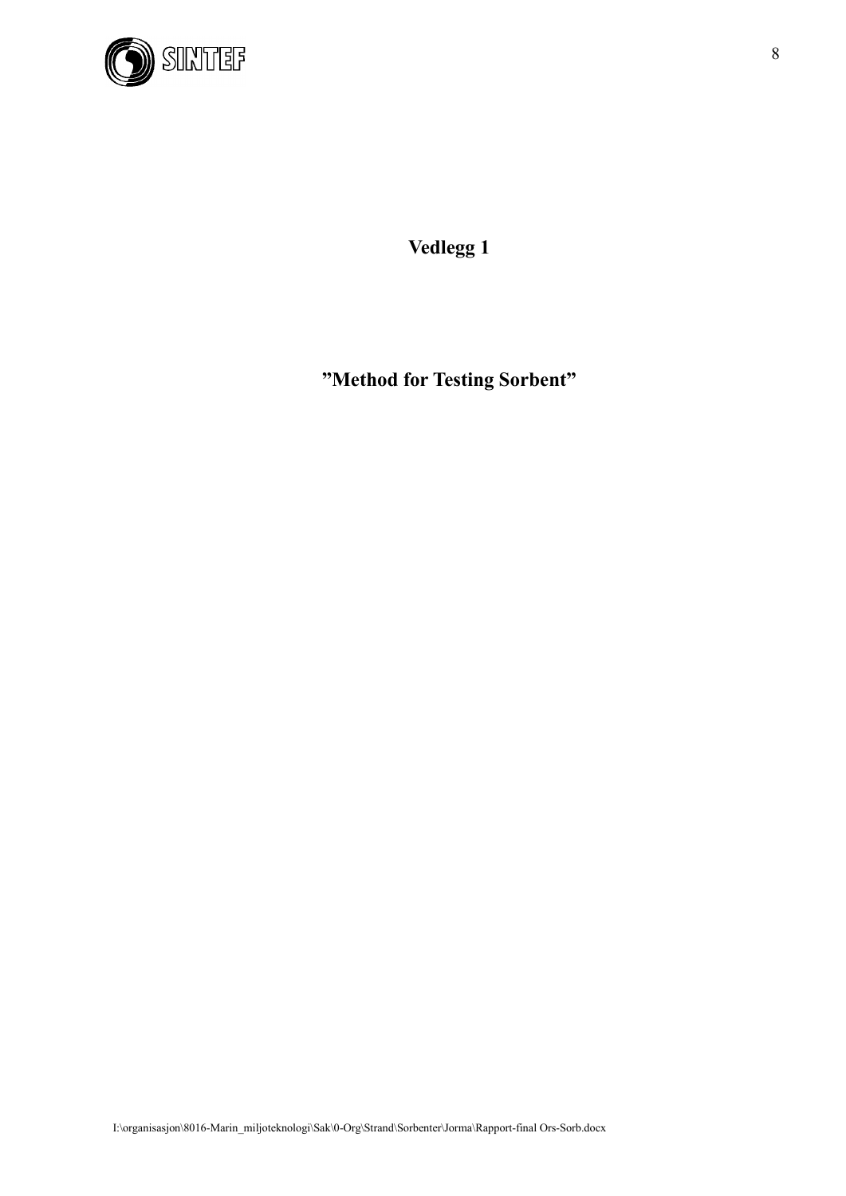**Vedlegg 1**

**”Method for Testing Sorbent”**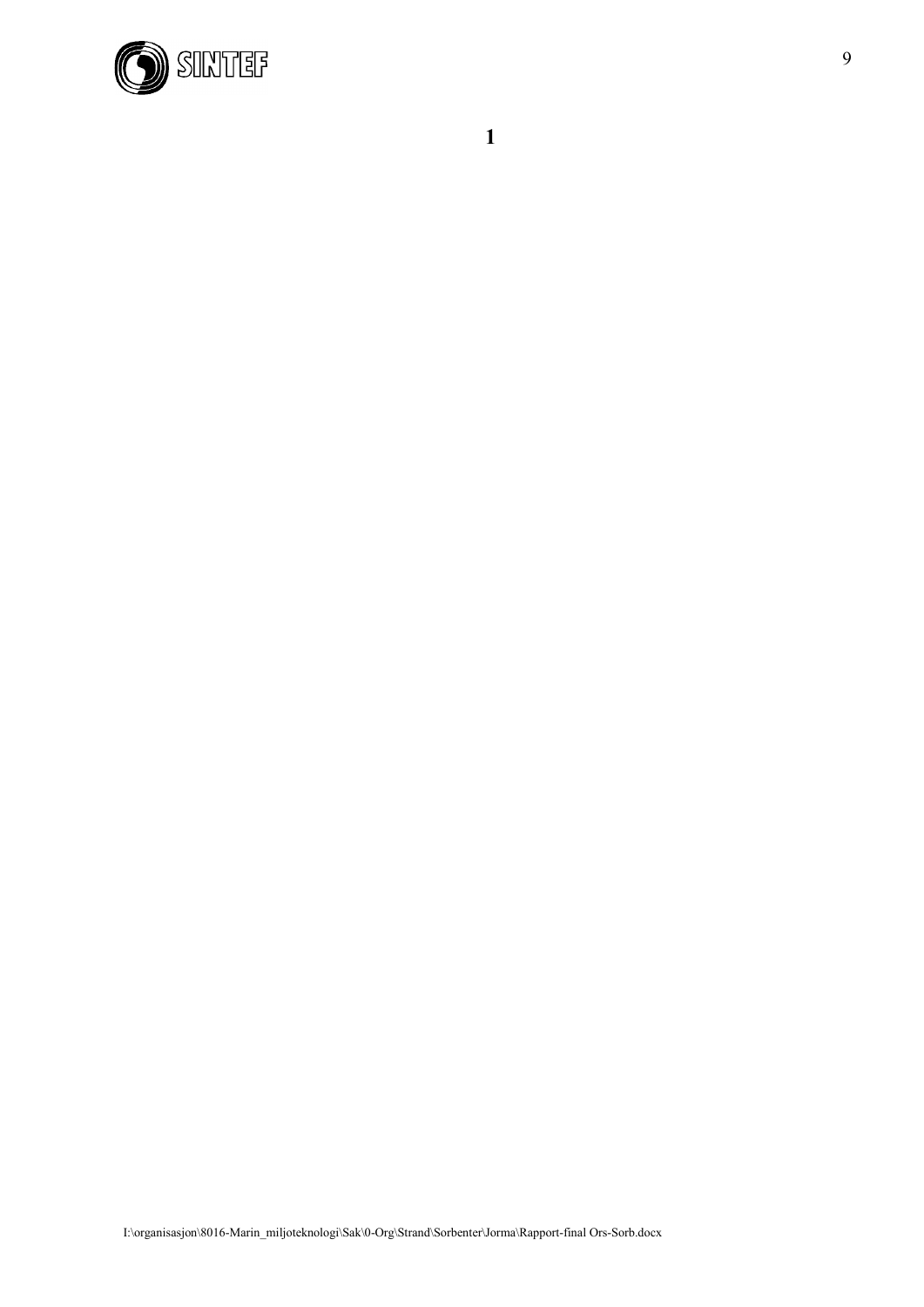**1**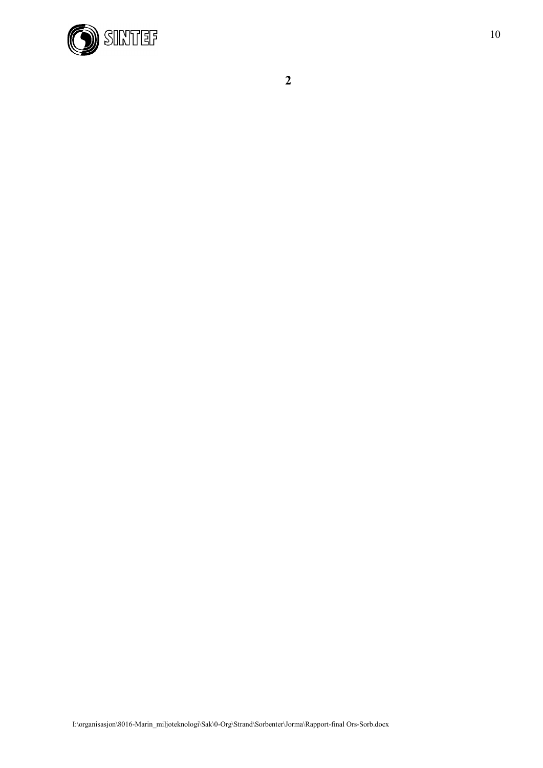**2**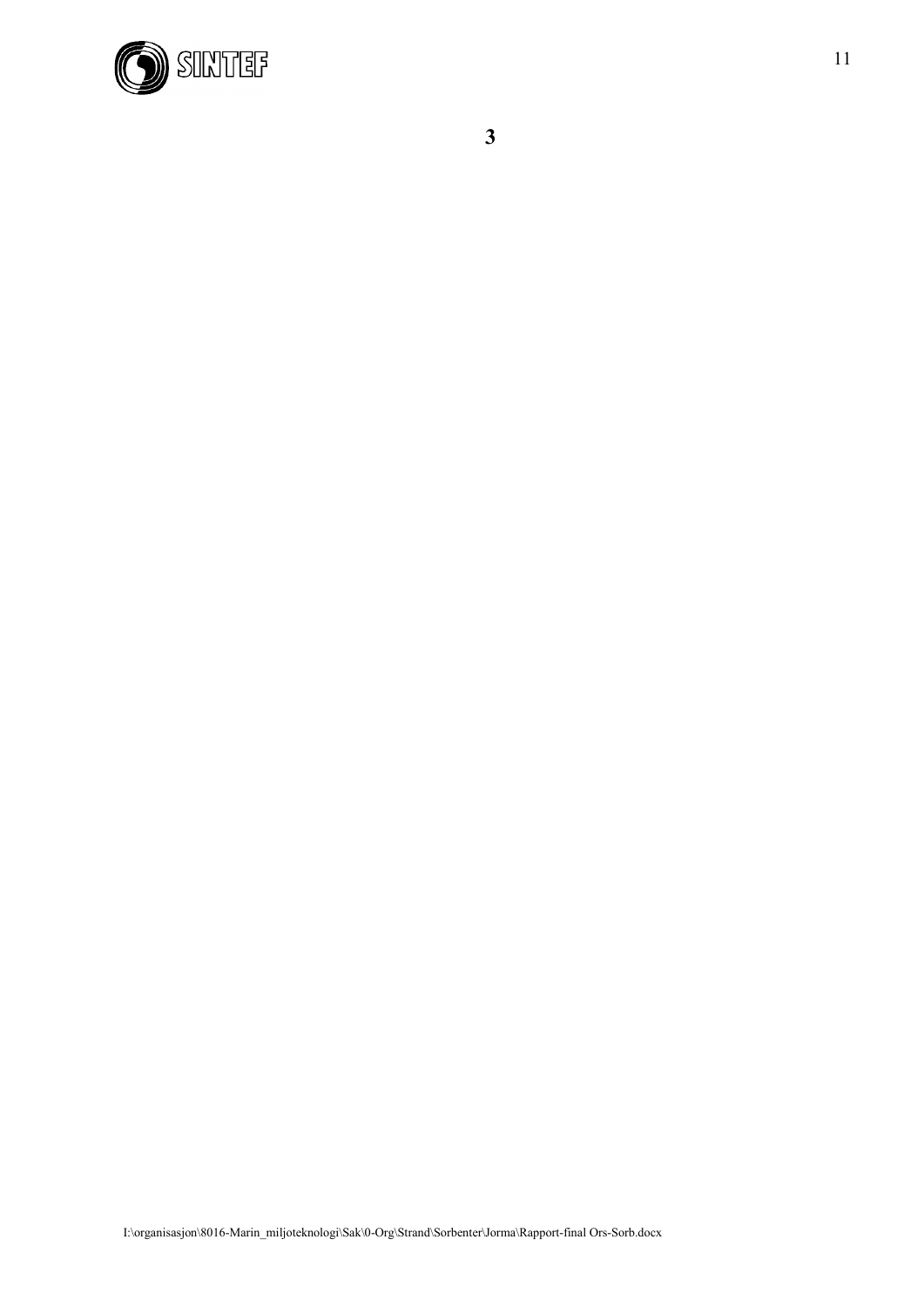**3**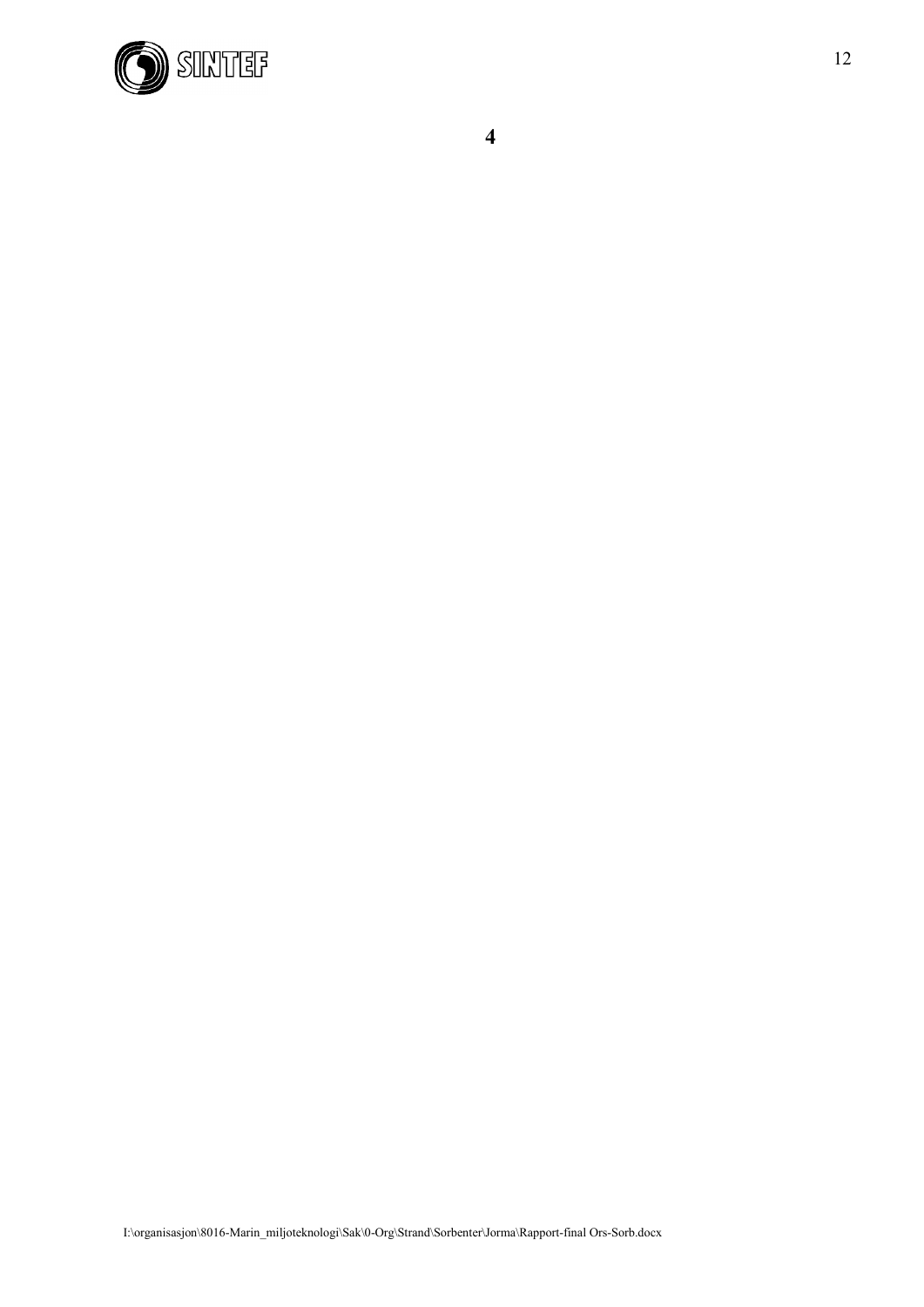# 4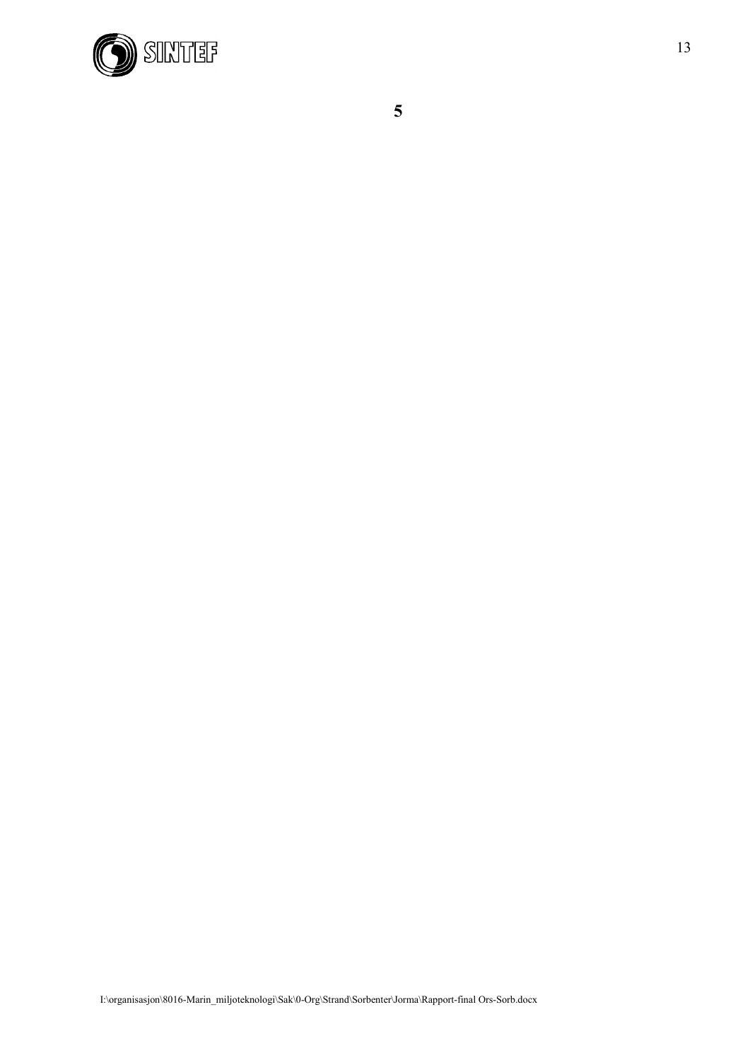**5**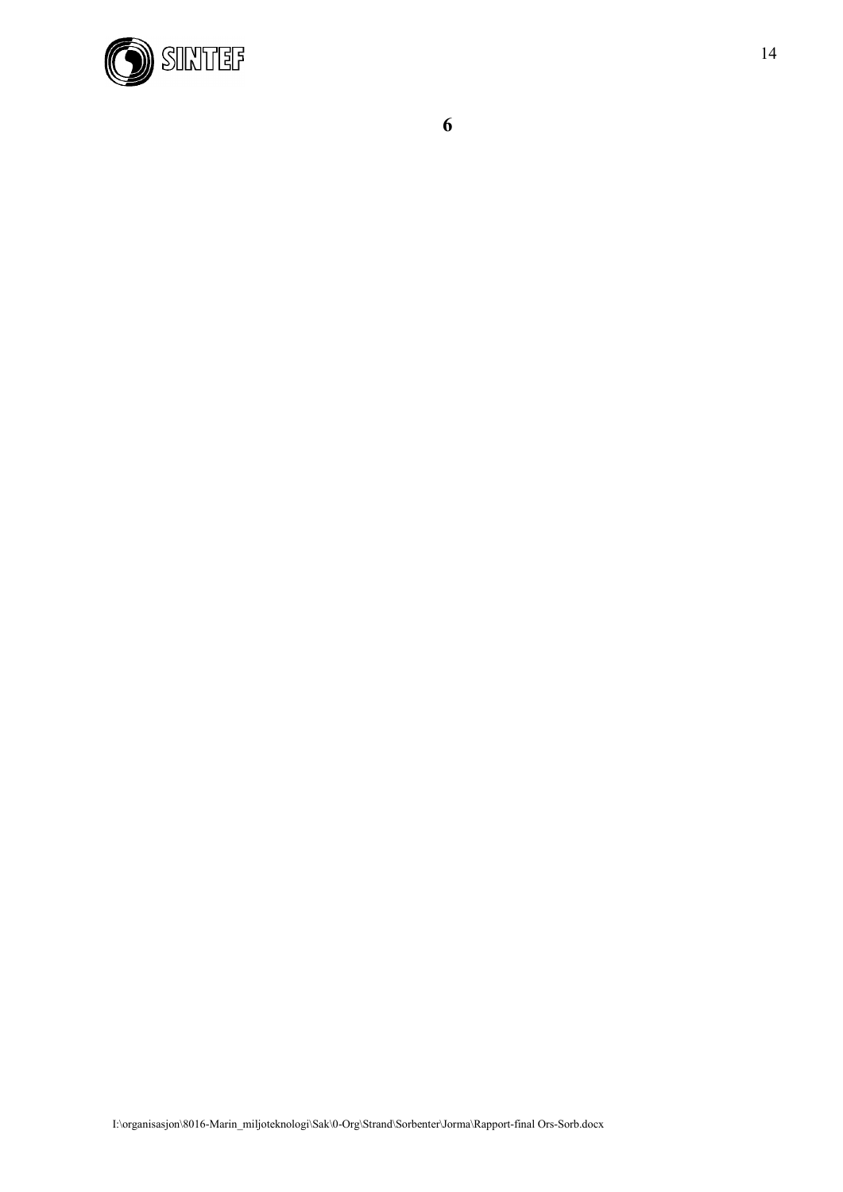**6**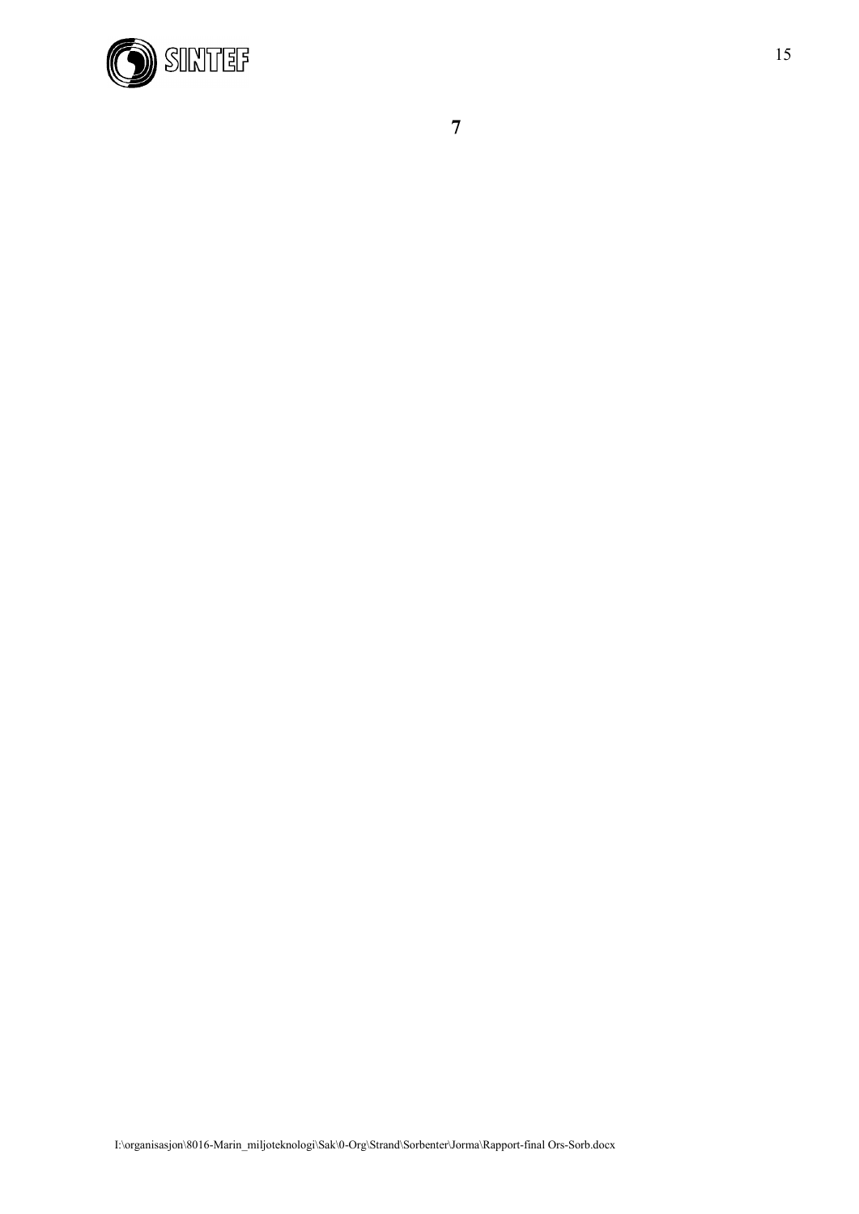**7**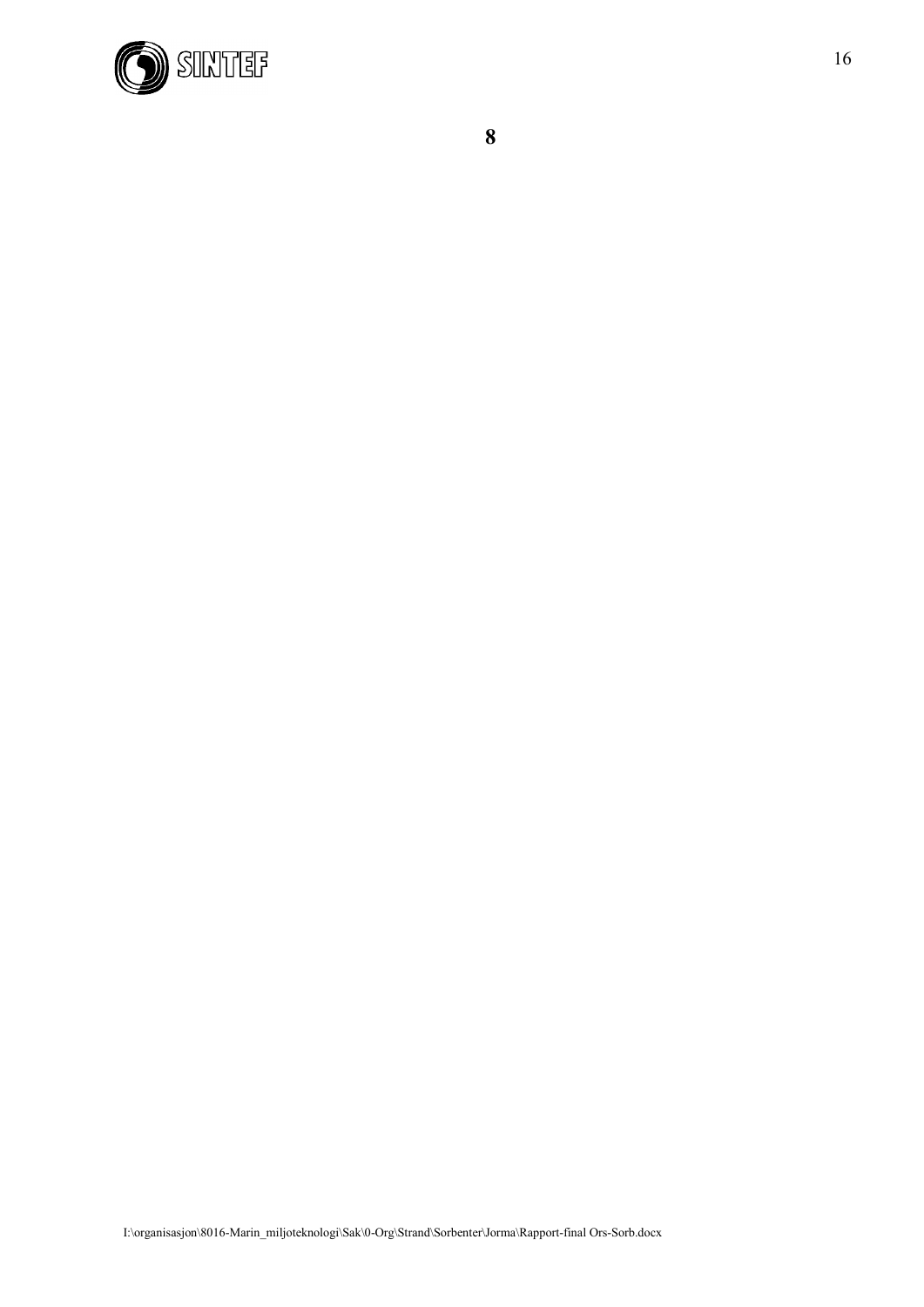**8**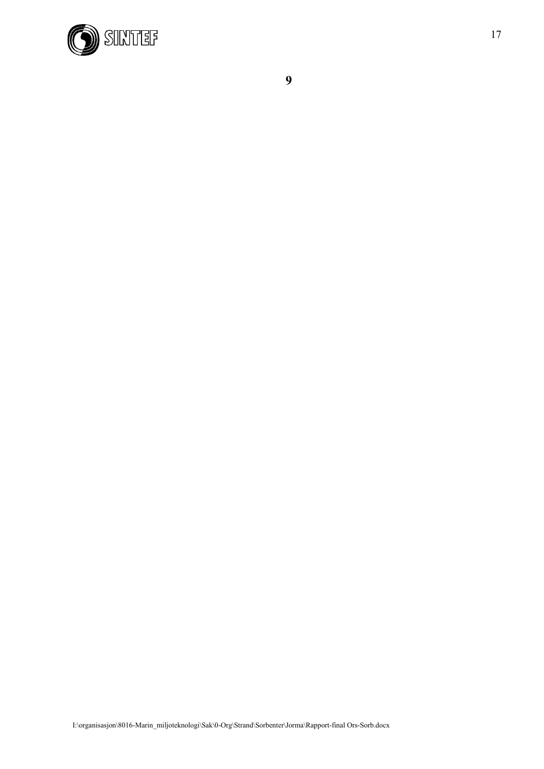**9**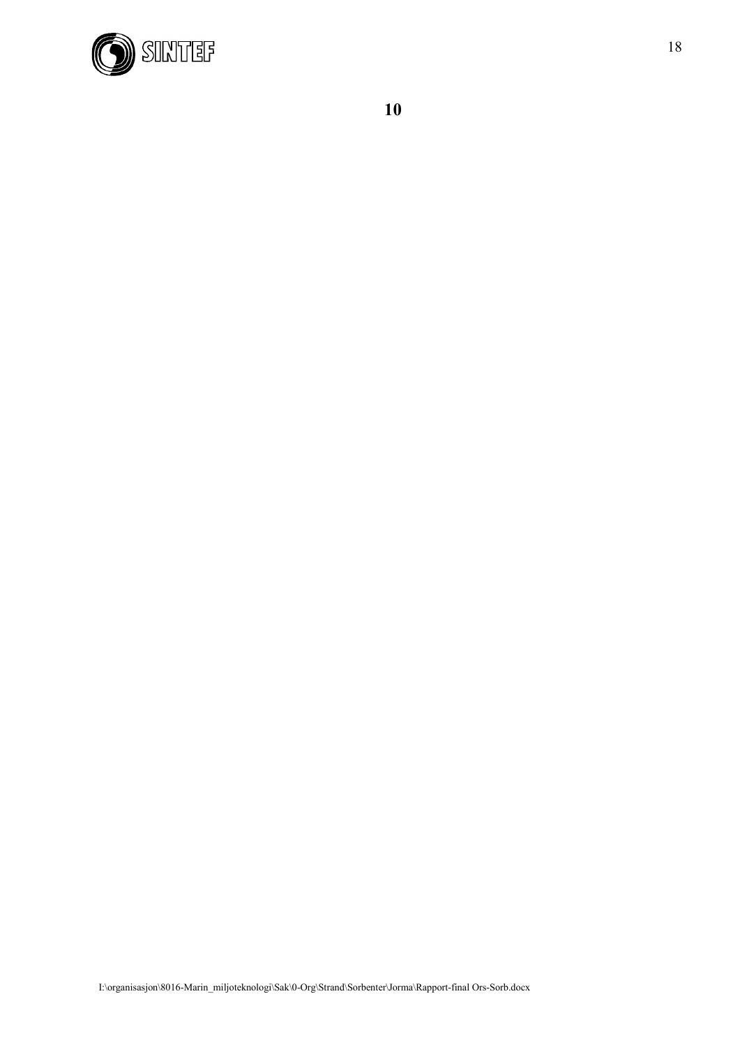**10**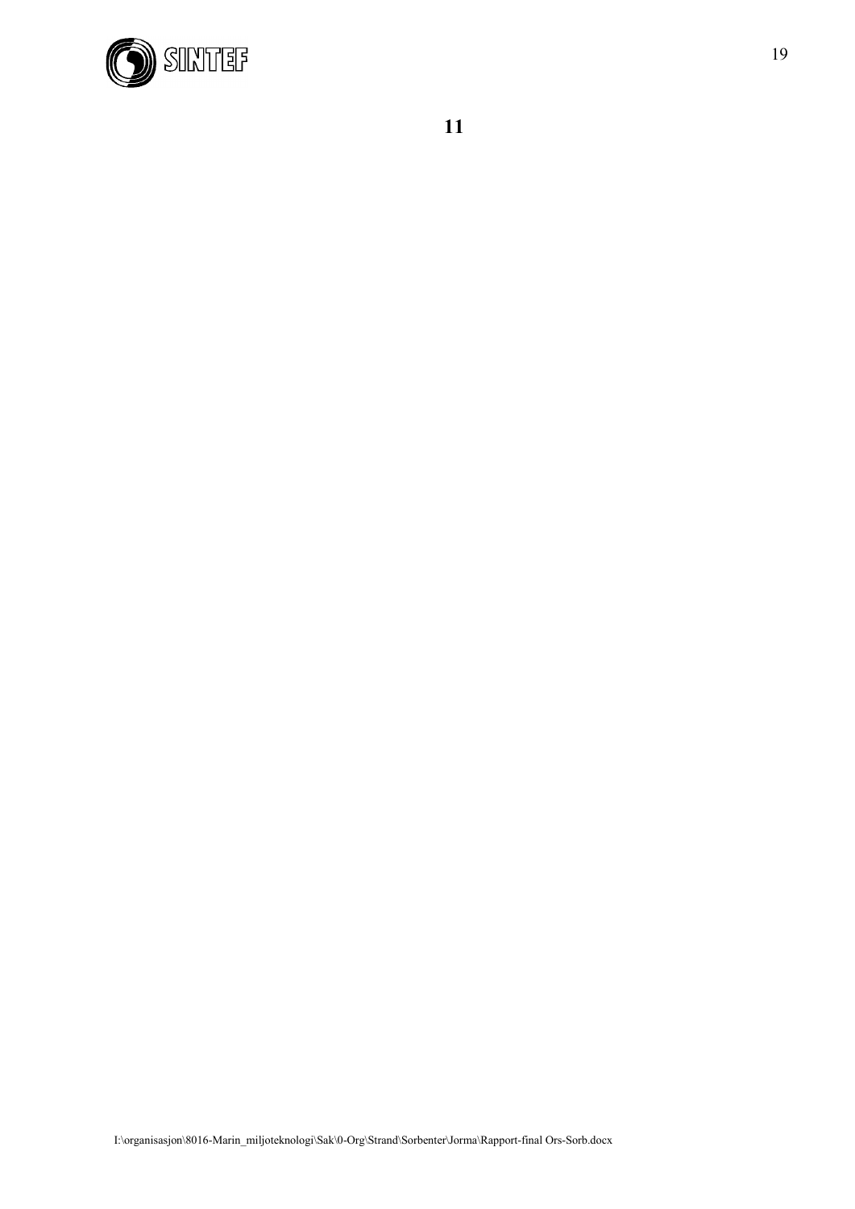**11**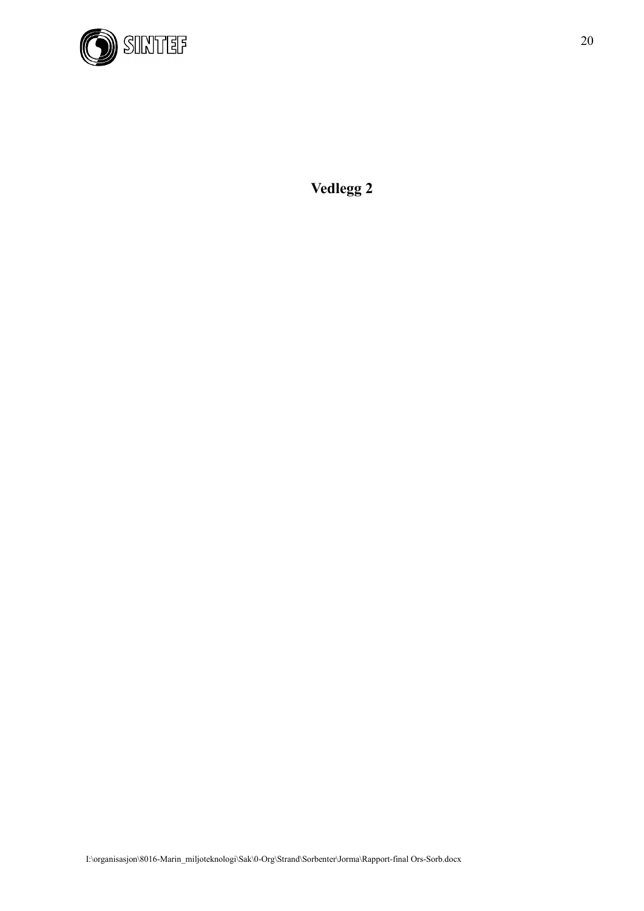# Vedlegg 2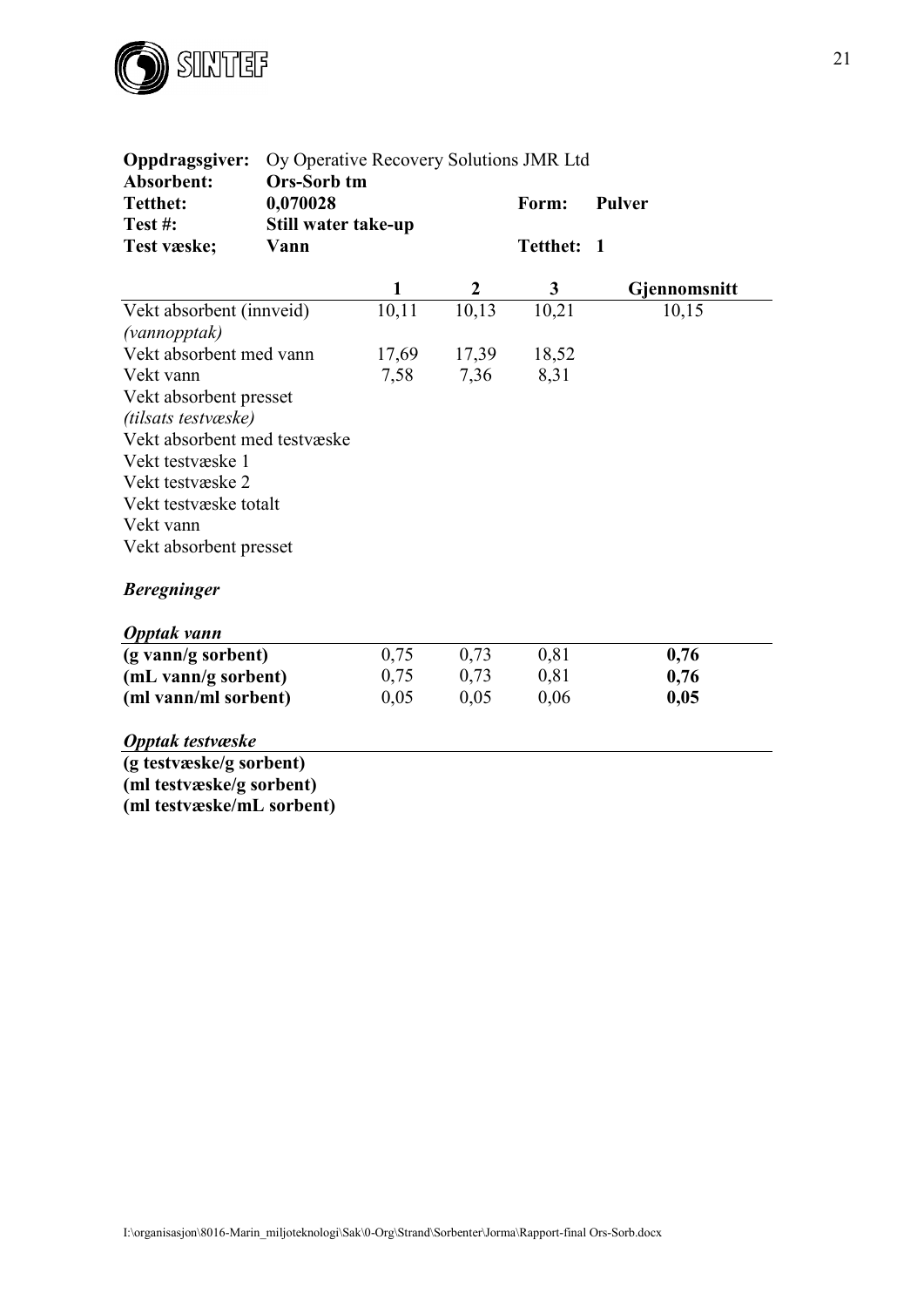| | | | | |
|---|---|---|---|---|
| **Oppdragsgiver:** | Oy Operative Recovery Solutions JMR Ltd | | | |
| **Absorbent:** | **Ors-Sorb tm** | | | |
| **Tetthet:** | **0,070028** | | **Form:** | **Pulver** |
| **Test #:** | **Still water take-up** | | | |
| **Test væske;** | **Vann** | | **Tetthet:** | **1** |

| | 1 | 2 | 3 | Gjennomsnitt |
|---|---|---|---|---|
| Vekt absorbent (innveid) | 10,11 | 10,13 | 10,21 | 10,15 |
| *(vannopptak)* | | | | |
| Vekt absorbent med vann | 17,69 | 17,39 | 18,52 | |
| Vekt vann | 7,58 | 7,36 | 8,31 | |
| Vekt absorbent presset | | | | |
| *(tilsats testvæske)* | | | | |
| Vekt absorbent med testvæske | | | | |
| Vekt testvæske 1 | | | | |
| Vekt testvæske 2 | | | | |
| Vekt testvæske totalt | | | | |
| Vekt vann | | | | |
| Vekt absorbent presset | | | | |

***Beregninger***

| ***Opptak vann*** | | | | |
|---|---|---|---|---|
| **(g vann/g sorbent)** | 0,75 | 0,73 | 0,81 | **0,76** |
| **(mL vann/g sorbent)** | 0,75 | 0,73 | 0,81 | **0,76** |
| **(ml vann/ml sorbent)** | 0,05 | 0,05 | 0,06 | **0,05** |

| ***Opptak testvæske*** | | | | |
|---|---|---|---|---|
| **(g testvæske/g sorbent)** | | | | |
| **(ml testvæske/g sorbent)** | | | | |
| **(ml testvæske/mL sorbent)** | | | | |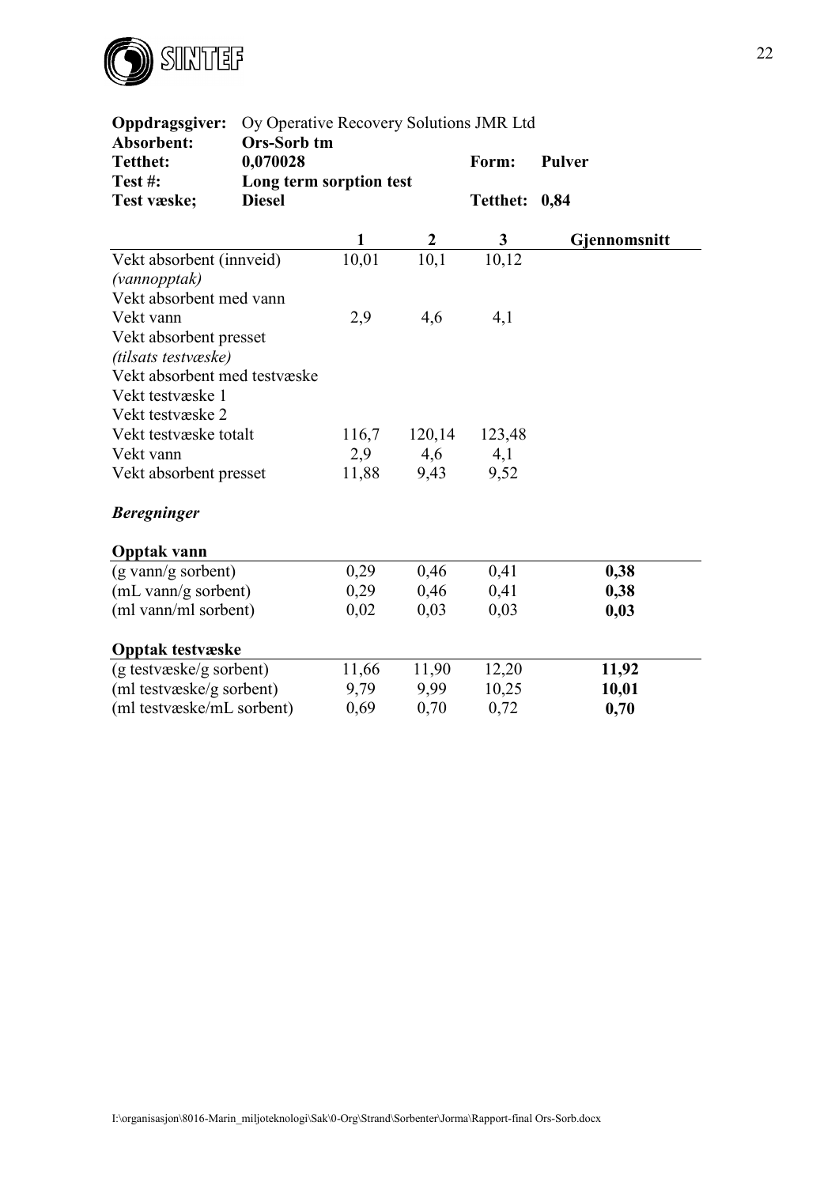**Oppdragsgiver:** Oy Operative Recovery Solutions JMR Ltd
**Absorbent:** **Ors-Sorb tm**
**Tetthet:** **0,070028** **Form:** **Pulver**
**Test #:** **Long term sorption test**
**Test væske;** **Diesel** **Tetthet:** **0,84**

| | 1 | 2 | 3 | Gjennomsnitt |
|---|---|---|---|---|
| Vekt absorbent (innveid) | 10,01 | 10,1 | 10,12 | |
| *(vannopptak)* | | | | |
| Vekt absorbent med vann | | | | |
| Vekt vann | 2,9 | 4,6 | 4,1 | |
| Vekt absorbent presset | | | | |
| *(tilsats testvæske)* | | | | |
| Vekt absorbent med testvæske | | | | |
| Vekt testvæske 1 | | | | |
| Vekt testvæske 2 | | | | |
| Vekt testvæske totalt | 116,7 | 120,14 | 123,48 | |
| Vekt vann | 2,9 | 4,6 | 4,1 | |
| Vekt absorbent presset | 11,88 | 9,43 | 9,52 | |

***Beregninger***

| **Opptak vann** | | | | |
|---|---|---|---|---|
| (g vann/g sorbent) | 0,29 | 0,46 | 0,41 | **0,38** |
| (mL vann/g sorbent) | 0,29 | 0,46 | 0,41 | **0,38** |
| (ml vann/ml sorbent) | 0,02 | 0,03 | 0,03 | **0,03** |

| **Opptak testvæske** | | | | |
|---|---|---|---|---|
| (g testvæske/g sorbent) | 11,66 | 11,90 | 12,20 | **11,92** |
| (ml testvæske/g sorbent) | 9,79 | 9,99 | 10,25 | **10,01** |
| (ml testvæske/mL sorbent) | 0,69 | 0,70 | 0,72 | **0,70** |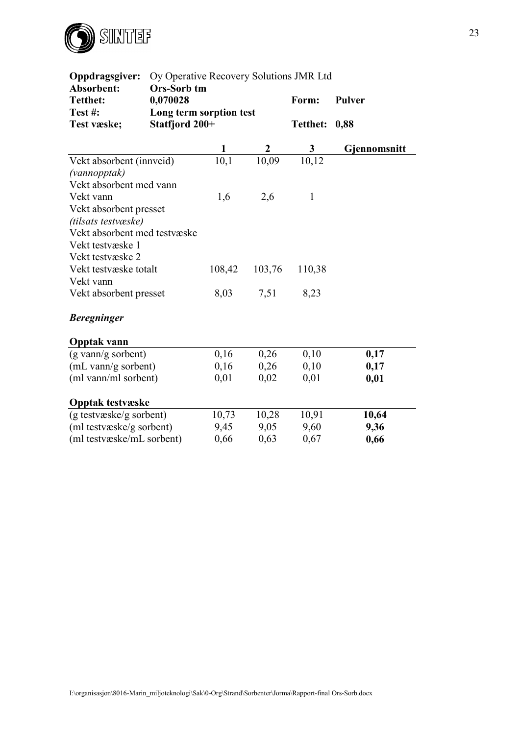| | | | |
|---|---|---|---|
| **Oppdragsgiver:** | Oy Operative Recovery Solutions JMR Ltd | | |
| **Absorbent:** | **Ors-Sorb tm** | | |
| **Tetthet:** | **0,070028** | **Form:** | **Pulver** |
| **Test #:** | **Long term sorption test** | | |
| **Test væske;** | **Statfjord 200+** | **Tetthet:** | **0,88** |

| | **1** | **2** | **3** | **Gjennomsnitt** |
|---|---|---|---|---|
| Vekt absorbent (innveid) | 10,1 | 10,09 | 10,12 | |
| *(vannopptak)* | | | | |
| Vekt absorbent med vann | | | | |
| Vekt vann | 1,6 | 2,6 | 1 | |
| Vekt absorbent presset | | | | |
| *(tilsats testvæske)* | | | | |
| Vekt absorbent med testvæske | | | | |
| Vekt testvæske 1 | | | | |
| Vekt testvæske 2 | | | | |
| Vekt testvæske totalt | 108,42 | 103,76 | 110,38 | |
| Vekt vann | | | | |
| Vekt absorbent presset | 8,03 | 7,51 | 8,23 | |

***Beregninger***

| **Opptak vann** | | | | |
|---|---|---|---|---|
| (g vann/g sorbent) | 0,16 | 0,26 | 0,10 | **0,17** |
| (mL vann/g sorbent) | 0,16 | 0,26 | 0,10 | **0,17** |
| (ml vann/ml sorbent) | 0,01 | 0,02 | 0,01 | **0,01** |

| **Opptak testvæske** | | | | |
|---|---|---|---|---|
| (g testvæske/g sorbent) | 10,73 | 10,28 | 10,91 | **10,64** |
| (ml testvæske/g sorbent) | 9,45 | 9,05 | 9,60 | **9,36** |
| (ml testvæske/mL sorbent) | 0,66 | 0,63 | 0,67 | **0,66** |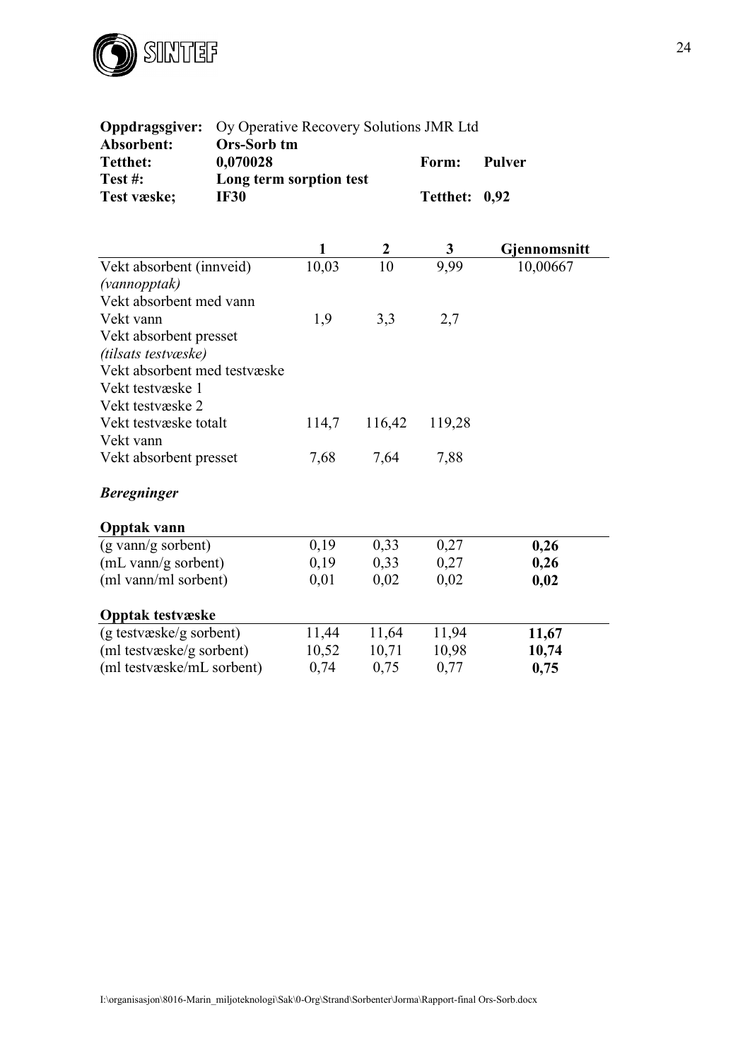| | | | |
|---|---|---|---|
| **Oppdragsgiver:** | Oy Operative Recovery Solutions JMR Ltd | | |
| **Absorbent:** | **Ors-Sorb tm** | | |
| **Tetthet:** | **0,070028** | **Form:** | **Pulver** |
| **Test #:** | **Long term sorption test** | | |
| **Test væske;** | **IF30** | **Tetthet:** | **0,92** |

| | **1** | **2** | **3** | **Gjennomsnitt** |
|---|---|---|---|---|
| Vekt absorbent (innveid) | 10,03 | 10 | 9,99 | 10,00667 |
| *(vannopptak)* | | | | |
| Vekt absorbent med vann | | | | |
| Vekt vann | 1,9 | 3,3 | 2,7 | |
| Vekt absorbent presset | | | | |
| *(tilsats testvæske)* | | | | |
| Vekt absorbent med testvæske | | | | |
| Vekt testvæske 1 | | | | |
| Vekt testvæske 2 | | | | |
| Vekt testvæske totalt | 114,7 | 116,42 | 119,28 | |
| Vekt vann | | | | |
| Vekt absorbent presset | 7,68 | 7,64 | 7,88 | |

***Beregninger***

| **Opptak vann** | | | | |
|---|---|---|---|---|
| (g vann/g sorbent) | 0,19 | 0,33 | 0,27 | **0,26** |
| (mL vann/g sorbent) | 0,19 | 0,33 | 0,27 | **0,26** |
| (ml vann/ml sorbent) | 0,01 | 0,02 | 0,02 | **0,02** |

| **Opptak testvæske** | | | | |
|---|---|---|---|---|
| (g testvæske/g sorbent) | 11,44 | 11,64 | 11,94 | **11,67** |
| (ml testvæske/g sorbent) | 10,52 | 10,71 | 10,98 | **10,74** |
| (ml testvæske/mL sorbent) | 0,74 | 0,75 | 0,77 | **0,75** |

I:\organisasjon\8016-Marin_miljoteknologi\Sak\0-Org\Strand\Sorbenter\Jorma\Rapport-final Ors-Sorb.docx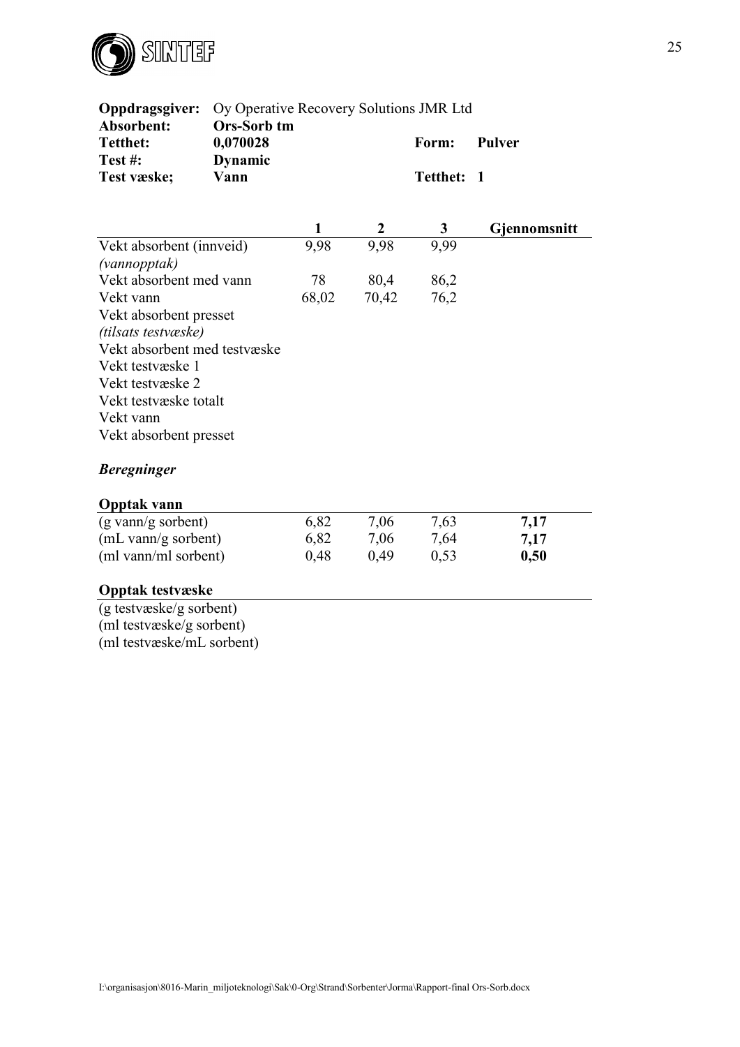**Oppdragsgiver:** Oy Operative Recovery Solutions JMR Ltd
**Absorbent:** **Ors-Sorb tm**
**Tetthet:** **0,070028** **Form:** **Pulver**
**Test #:** **Dynamic**
**Test væske;** **Vann** **Tetthet:** **1**

| | 1 | 2 | 3 | Gjennomsnitt |
|---|---|---|---|---|
| Vekt absorbent (innveid) | 9,98 | 9,98 | 9,99 | |
| *(vannopptak)* | | | | |
| Vekt absorbent med vann | 78 | 80,4 | 86,2 | |
| Vekt vann | 68,02 | 70,42 | 76,2 | |
| Vekt absorbent presset | | | | |
| *(tilsats testvæske)* | | | | |
| Vekt absorbent med testvæske | | | | |
| Vekt testvæske 1 | | | | |
| Vekt testvæske 2 | | | | |
| Vekt testvæske totalt | | | | |
| Vekt vann | | | | |
| Vekt absorbent presset | | | | |

***Beregninger***

| **Opptak vann** | | | | |
|---|---|---|---|---|
| (g vann/g sorbent) | 6,82 | 7,06 | 7,63 | **7,17** |
| (mL vann/g sorbent) | 6,82 | 7,06 | 7,64 | **7,17** |
| (ml vann/ml sorbent) | 0,48 | 0,49 | 0,53 | **0,50** |

| **Opptak testvæske** | | | | |
|---|---|---|---|---|
| (g testvæske/g sorbent) | | | | |
| (ml testvæske/g sorbent) | | | | |
| (ml testvæske/mL sorbent) | | | | |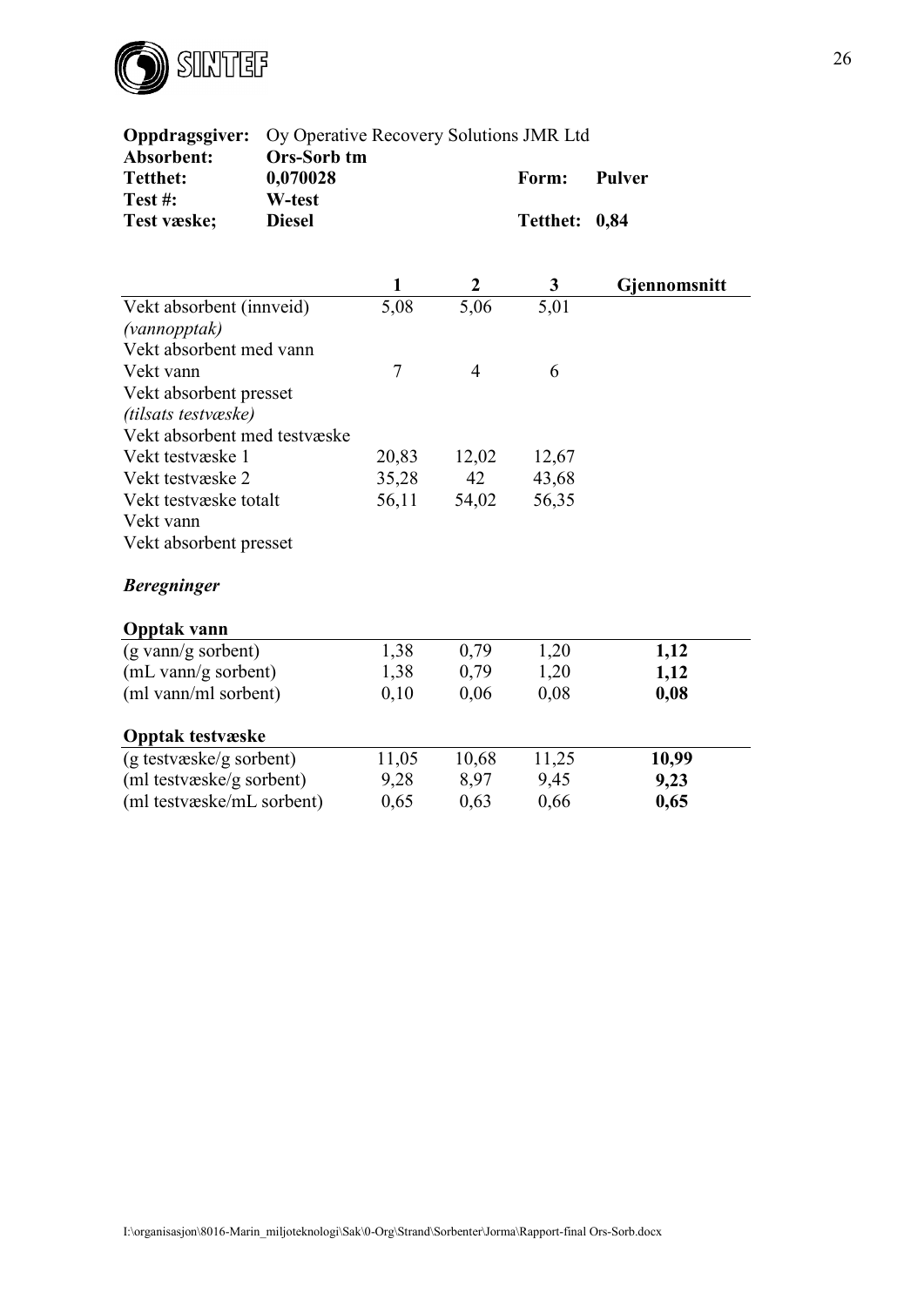| | | | |
|---|---|---|---|
| **Oppdragsgiver:** | Oy Operative Recovery Solutions JMR Ltd | | |
| **Absorbent:** | **Ors-Sorb tm** | | |
| **Tetthet:** | **0,070028** | **Form:** | **Pulver** |
| **Test #:** | **W-test** | | |
| **Test væske;** | **Diesel** | **Tetthet:** | **0,84** |

| | **1** | **2** | **3** | **Gjennomsnitt** |
|---|---|---|---|---|
| Vekt absorbent (innveid) | 5,08 | 5,06 | 5,01 | |
| *(vannopptak)* | | | | |
| Vekt absorbent med vann | | | | |
| Vekt vann | 7 | 4 | 6 | |
| Vekt absorbent presset | | | | |
| *(tilsats testvæske)* | | | | |
| Vekt absorbent med testvæske | | | | |
| Vekt testvæske 1 | 20,83 | 12,02 | 12,67 | |
| Vekt testvæske 2 | 35,28 | 42 | 43,68 | |
| Vekt testvæske totalt | 56,11 | 54,02 | 56,35 | |
| Vekt vann | | | | |
| Vekt absorbent presset | | | | |

***Beregninger***

| **Opptak vann** | | | | |
|---|---|---|---|---|
| (g vann/g sorbent) | 1,38 | 0,79 | 1,20 | **1,12** |
| (mL vann/g sorbent) | 1,38 | 0,79 | 1,20 | **1,12** |
| (ml vann/ml sorbent) | 0,10 | 0,06 | 0,08 | **0,08** |

| **Opptak testvæske** | | | | |
|---|---|---|---|---|
| (g testvæske/g sorbent) | 11,05 | 10,68 | 11,25 | **10,99** |
| (ml testvæske/g sorbent) | 9,28 | 8,97 | 9,45 | **9,23** |
| (ml testvæske/mL sorbent) | 0,65 | 0,63 | 0,66 | **0,65** |

I:\organisasjon\8016-Marin_miljoteknologi\Sak\0-Org\Strand\Sorbenter\Jorma\Rapport-final Ors-Sorb.docx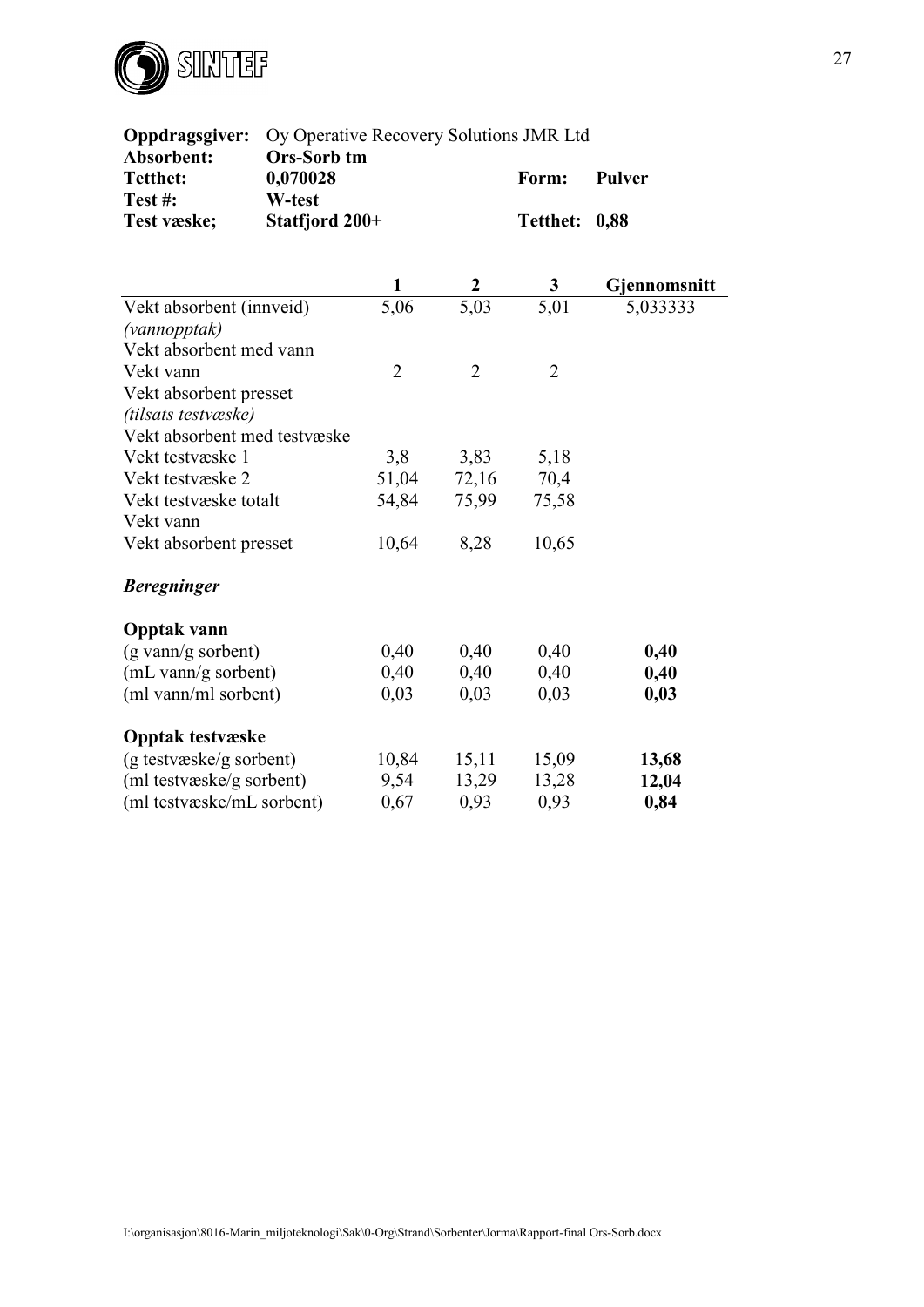| | | | |
|---|---|---|---|
| **Oppdragsgiver:** | Oy Operative Recovery Solutions JMR Ltd | | |
| **Absorbent:** | **Ors-Sorb tm** | | |
| **Tetthet:** | **0,070028** | **Form:** | **Pulver** |
| **Test #:** | **W-test** | | |
| **Test væske;** | **Statfjord 200+** | **Tetthet:** | **0,88** |

| | **1** | **2** | **3** | **Gjennomsnitt** |
|---|---|---|---|---|
| Vekt absorbent (innveid) | 5,06 | 5,03 | 5,01 | 5,033333 |
| *(vannopptak)* | | | | |
| Vekt absorbent med vann | | | | |
| Vekt vann | 2 | 2 | 2 | |
| Vekt absorbent presset | | | | |
| *(tilsats testvæske)* | | | | |
| Vekt absorbent med testvæske | | | | |
| Vekt testvæske 1 | 3,8 | 3,83 | 5,18 | |
| Vekt testvæske 2 | 51,04 | 72,16 | 70,4 | |
| Vekt testvæske totalt | 54,84 | 75,99 | 75,58 | |
| Vekt vann | | | | |
| Vekt absorbent presset | 10,64 | 8,28 | 10,65 | |

***Beregninger***

| **Opptak vann** | | | | |
|---|---|---|---|---|
| (g vann/g sorbent) | 0,40 | 0,40 | 0,40 | **0,40** |
| (mL vann/g sorbent) | 0,40 | 0,40 | 0,40 | **0,40** |
| (ml vann/ml sorbent) | 0,03 | 0,03 | 0,03 | **0,03** |

| **Opptak testvæske** | | | | |
|---|---|---|---|---|
| (g testvæske/g sorbent) | 10,84 | 15,11 | 15,09 | **13,68** |
| (ml testvæske/g sorbent) | 9,54 | 13,29 | 13,28 | **12,04** |
| (ml testvæske/mL sorbent) | 0,67 | 0,93 | 0,93 | **0,84** |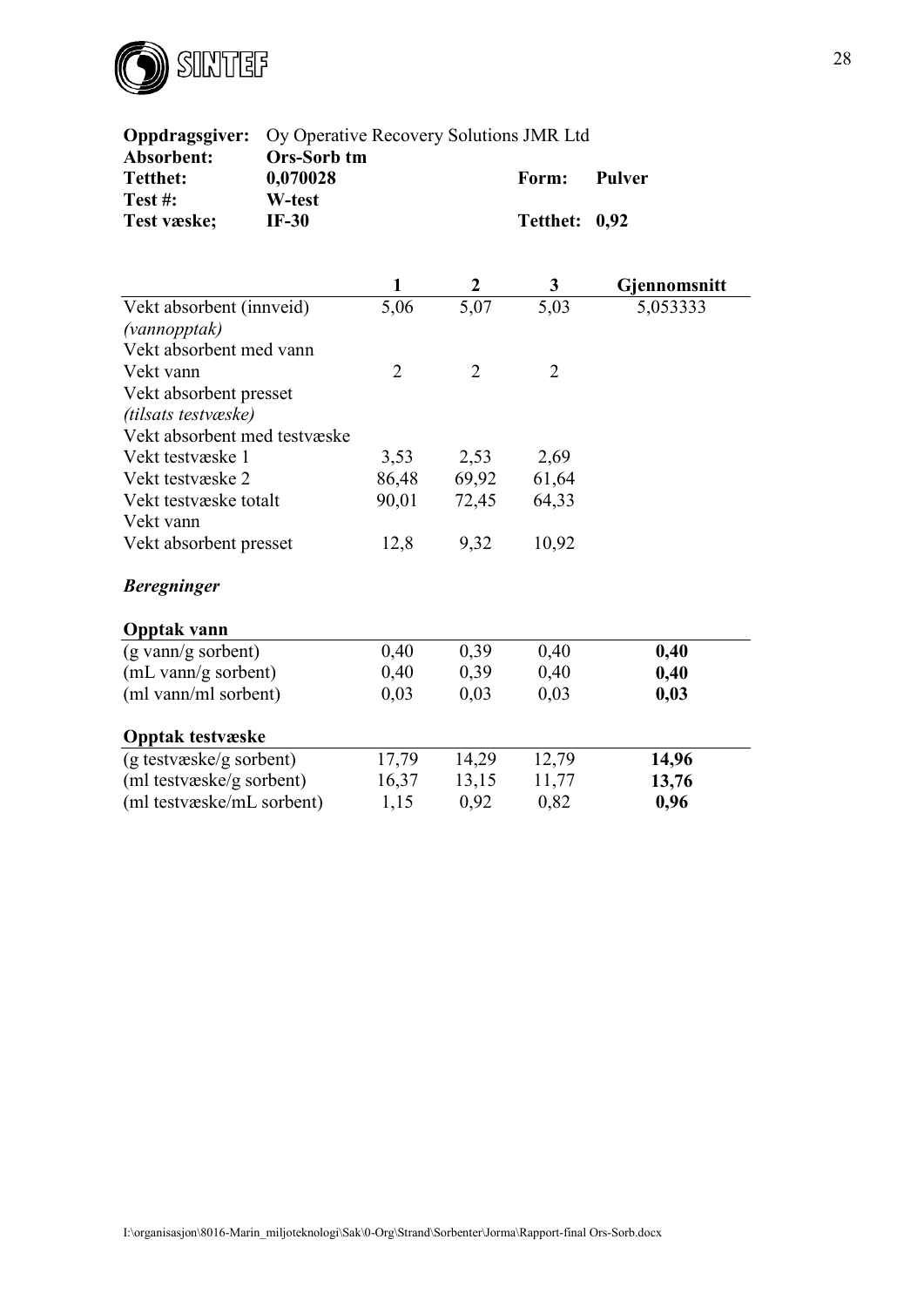| | | | |
|---|---|---|---|
| **Oppdragsgiver:** | Oy Operative Recovery Solutions JMR Ltd | | |
| **Absorbent:** | **Ors-Sorb tm** | | |
| **Tetthet:** | **0,070028** | **Form:** | **Pulver** |
| **Test #:** | **W-test** | | |
| **Test væske;** | **IF-30** | **Tetthet:** | **0,92** |

| | **1** | **2** | **3** | **Gjennomsnitt** |
|---|---|---|---|---|
| Vekt absorbent (innveid) | 5,06 | 5,07 | 5,03 | 5,053333 |
| *(vannopptak)* | | | | |
| Vekt absorbent med vann | | | | |
| Vekt vann | 2 | 2 | 2 | |
| Vekt absorbent presset | | | | |
| *(tilsats testvæske)* | | | | |
| Vekt absorbent med testvæske | | | | |
| Vekt testvæske 1 | 3,53 | 2,53 | 2,69 | |
| Vekt testvæske 2 | 86,48 | 69,92 | 61,64 | |
| Vekt testvæske totalt | 90,01 | 72,45 | 64,33 | |
| Vekt vann | | | | |
| Vekt absorbent presset | 12,8 | 9,32 | 10,92 | |

***Beregninger***

| **Opptak vann** | | | | |
|---|---|---|---|---|
| (g vann/g sorbent) | 0,40 | 0,39 | 0,40 | **0,40** |
| (mL vann/g sorbent) | 0,40 | 0,39 | 0,40 | **0,40** |
| (ml vann/ml sorbent) | 0,03 | 0,03 | 0,03 | **0,03** |

| **Opptak testvæske** | | | | |
|---|---|---|---|---|
| (g testvæske/g sorbent) | 17,79 | 14,29 | 12,79 | **14,96** |
| (ml testvæske/g sorbent) | 16,37 | 13,15 | 11,77 | **13,76** |
| (ml testvæske/mL sorbent) | 1,15 | 0,92 | 0,82 | **0,96** |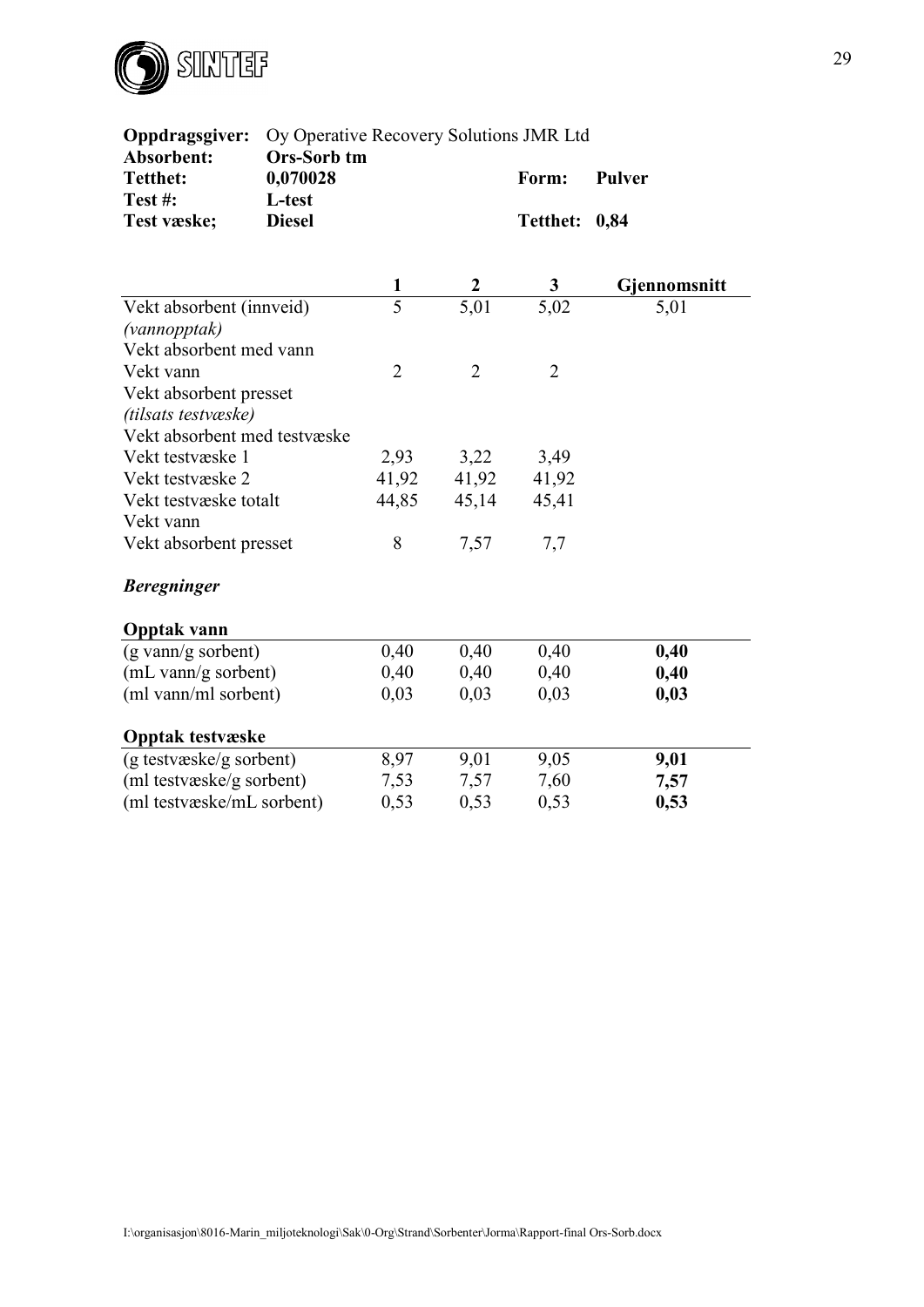**Oppdragsgiver:** Oy Operative Recovery Solutions JMR Ltd
**Absorbent:** **Ors-Sorb tm**
**Tetthet:** **0,070028** **Form:** **Pulver**
**Test #:** **L-test**
**Test væske;** **Diesel** **Tetthet:** **0,84**

| | **1** | **2** | **3** | **Gjennomsnitt** |
|---|---|---|---|---|
| Vekt absorbent (innveid) | 5 | 5,01 | 5,02 | 5,01 |
| *(vannopptak)* | | | | |
| Vekt absorbent med vann | | | | |
| Vekt vann | 2 | 2 | 2 | |
| Vekt absorbent presset | | | | |
| *(tilsats testvæske)* | | | | |
| Vekt absorbent med testvæske | | | | |
| Vekt testvæske 1 | 2,93 | 3,22 | 3,49 | |
| Vekt testvæske 2 | 41,92 | 41,92 | 41,92 | |
| Vekt testvæske totalt | 44,85 | 45,14 | 45,41 | |
| Vekt vann | | | | |
| Vekt absorbent presset | 8 | 7,57 | 7,7 | |

***Beregninger***

| **Opptak vann** | | | | |
|---|---|---|---|---|
| (g vann/g sorbent) | 0,40 | 0,40 | 0,40 | **0,40** |
| (mL vann/g sorbent) | 0,40 | 0,40 | 0,40 | **0,40** |
| (ml vann/ml sorbent) | 0,03 | 0,03 | 0,03 | **0,03** |

| **Opptak testvæske** | | | | |
|---|---|---|---|---|
| (g testvæske/g sorbent) | 8,97 | 9,01 | 9,05 | **9,01** |
| (ml testvæske/g sorbent) | 7,53 | 7,57 | 7,60 | **7,57** |
| (ml testvæske/mL sorbent) | 0,53 | 0,53 | 0,53 | **0,53** |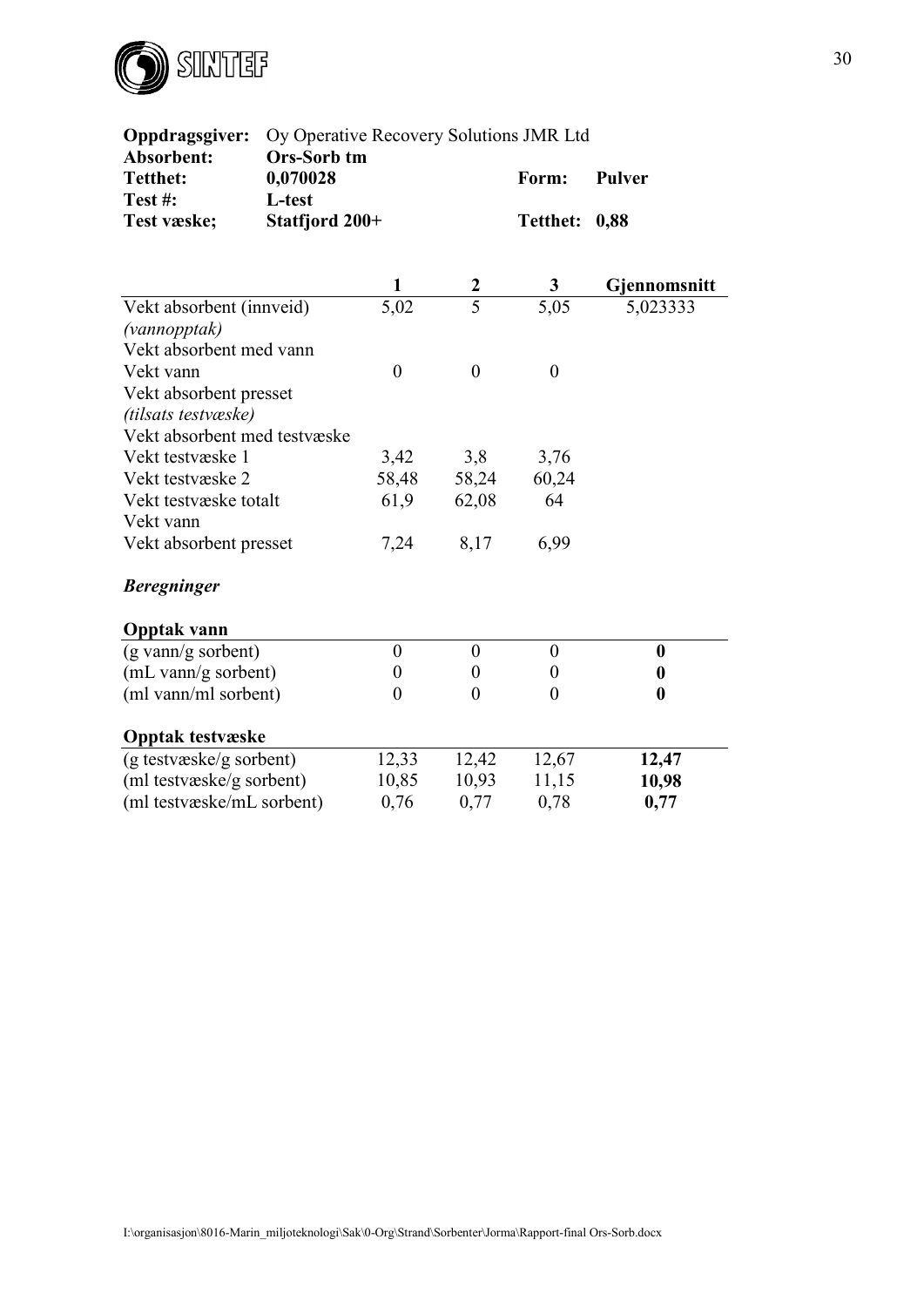| **Oppdragsgiver:** | Oy Operative Recovery Solutions JMR Ltd | | |
|---|---|---|---|
| **Absorbent:** | **Ors-Sorb tm** | | |
| **Tetthet:** | **0,070028** | **Form:** | **Pulver** |
| **Test #:** | **L-test** | | |
| **Test væske;** | **Statfjord 200+** | **Tetthet:** | **0,88** |

| | **1** | **2** | **3** | **Gjennomsnitt** |
|---|---|---|---|---|
| Vekt absorbent (innveid) | 5,02 | 5 | 5,05 | 5,023333 |
| *(vannopptak)* | | | | |
| Vekt absorbent med vann | | | | |
| Vekt vann | 0 | 0 | 0 | |
| Vekt absorbent presset | | | | |
| *(tilsats testvæske)* | | | | |
| Vekt absorbent med testvæske | | | | |
| Vekt testvæske 1 | 3,42 | 3,8 | 3,76 | |
| Vekt testvæske 2 | 58,48 | 58,24 | 60,24 | |
| Vekt testvæske totalt | 61,9 | 62,08 | 64 | |
| Vekt vann | | | | |
| Vekt absorbent presset | 7,24 | 8,17 | 6,99 | |

### *Beregninger*

| **Opptak vann** | | | | |
|---|---|---|---|---|
| (g vann/g sorbent) | 0 | 0 | 0 | **0** |
| (mL vann/g sorbent) | 0 | 0 | 0 | **0** |
| (ml vann/ml sorbent) | 0 | 0 | 0 | **0** |

| **Opptak testvæske** | | | | |
|---|---|---|---|---|
| (g testvæske/g sorbent) | 12,33 | 12,42 | 12,67 | **12,47** |
| (ml testvæske/g sorbent) | 10,85 | 10,93 | 11,15 | **10,98** |
| (ml testvæske/mL sorbent) | 0,76 | 0,77 | 0,78 | **0,77** |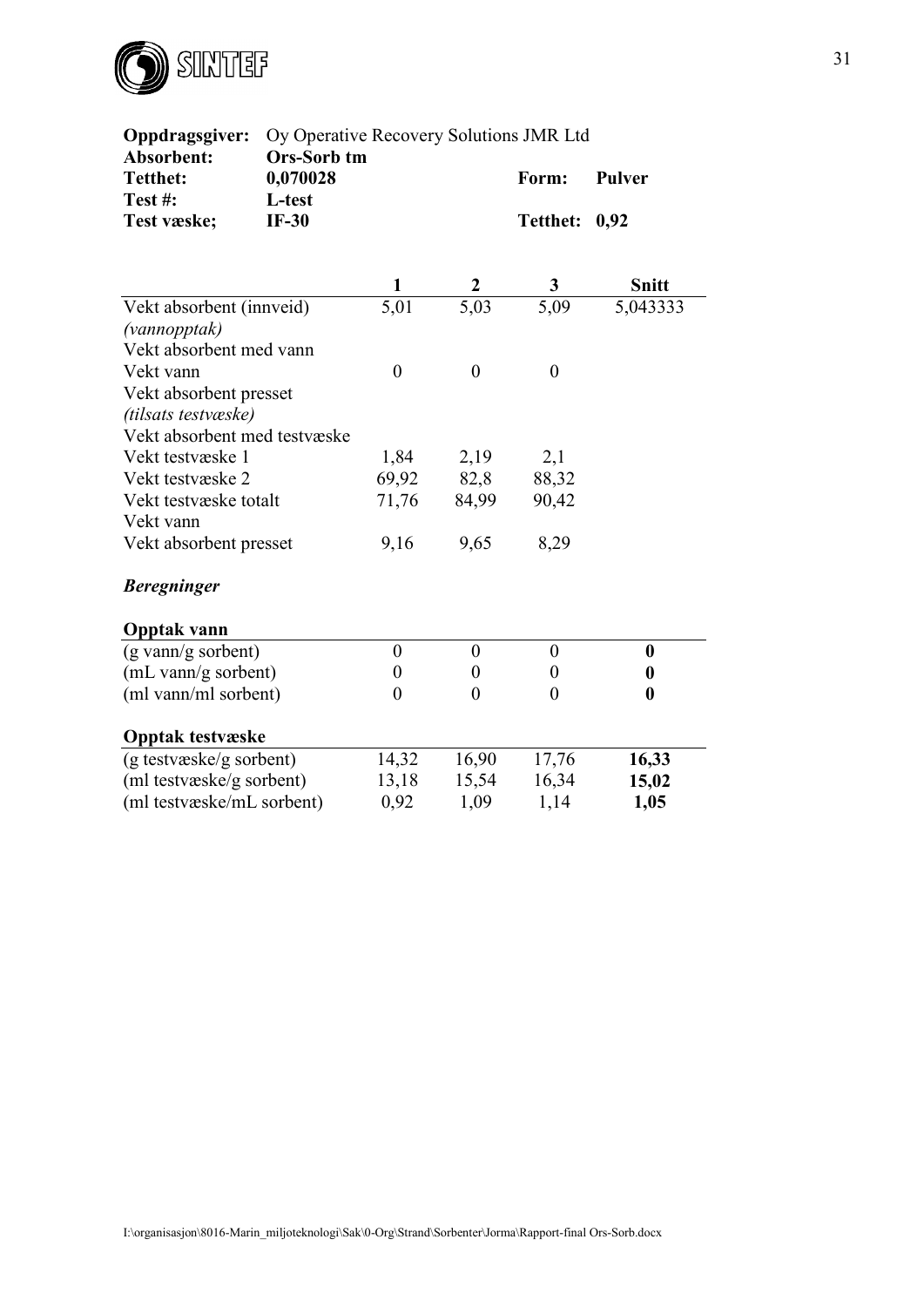**Oppdragsgiver:** Oy Operative Recovery Solutions JMR Ltd
**Absorbent:** **Ors-Sorb tm**
**Tetthet:** **0,070028** **Form:** **Pulver**
**Test #:** **L-test**
**Test væske;** **IF-30** **Tetthet:** **0,92**

| | **1** | **2** | **3** | **Snitt** |
|---|---|---|---|---|
| Vekt absorbent (innveid) | 5,01 | 5,03 | 5,09 | 5,043333 |
| *(vannopptak)* | | | | |
| Vekt absorbent med vann | | | | |
| Vekt vann | 0 | 0 | 0 | |
| Vekt absorbent presset | | | | |
| *(tilsats testvæske)* | | | | |
| Vekt absorbent med testvæske | | | | |
| Vekt testvæske 1 | 1,84 | 2,19 | 2,1 | |
| Vekt testvæske 2 | 69,92 | 82,8 | 88,32 | |
| Vekt testvæske totalt | 71,76 | 84,99 | 90,42 | |
| Vekt vann | | | | |
| Vekt absorbent presset | 9,16 | 9,65 | 8,29 | |

***Beregninger***

| **Opptak vann** | | | | |
|---|---|---|---|---|
| (g vann/g sorbent) | 0 | 0 | 0 | **0** |
| (mL vann/g sorbent) | 0 | 0 | 0 | **0** |
| (ml vann/ml sorbent) | 0 | 0 | 0 | **0** |

| **Opptak testvæske** | | | | |
|---|---|---|---|---|
| (g testvæske/g sorbent) | 14,32 | 16,90 | 17,76 | **16,33** |
| (ml testvæske/g sorbent) | 13,18 | 15,54 | 16,34 | **15,02** |
| (ml testvæske/mL sorbent) | 0,92 | 1,09 | 1,14 | **1,05** |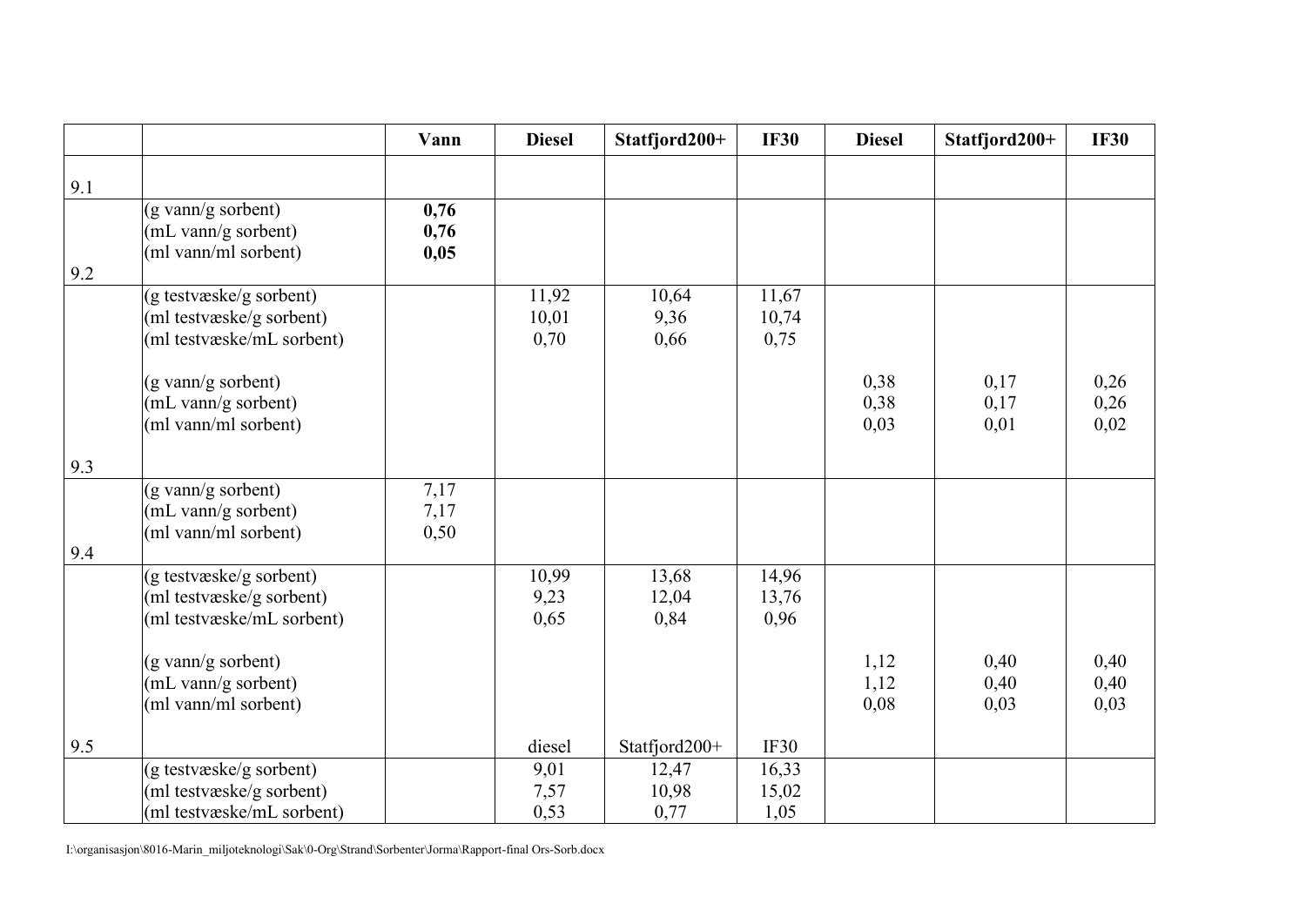| | | Vann | Diesel | Statfjord200+ | IF30 | Diesel | Statfjord200+ | IF30 |
|---|---|---|---|---|---|---|---|---|
| 9.1 | | | | | | | | |
| | (g vann/g sorbent)<br>(mL vann/g sorbent)<br>(ml vann/ml sorbent) | **0,76**<br>**0,76**<br>**0,05** | | | | | | |
| 9.2 | | | | | | | | |
| | (g testvæske/g sorbent)<br>(ml testvæske/g sorbent)<br>(ml testvæske/mL sorbent) | | 11,92<br>10,01<br>0,70 | 10,64<br>9,36<br>0,66 | 11,67<br>10,74<br>0,75 | | | |
| | (g vann/g sorbent)<br>(mL vann/g sorbent)<br>(ml vann/ml sorbent) | | | | | 0,38<br>0,38<br>0,03 | 0,17<br>0,17<br>0,01 | 0,26<br>0,26<br>0,02 |
| 9.3 | | | | | | | | |
| | (g vann/g sorbent)<br>(mL vann/g sorbent)<br>(ml vann/ml sorbent) | 7,17<br>7,17<br>0,50 | | | | | | |
| 9.4 | | | | | | | | |
| | (g testvæske/g sorbent)<br>(ml testvæske/g sorbent)<br>(ml testvæske/mL sorbent) | | 10,99<br>9,23<br>0,65 | 13,68<br>12,04<br>0,84 | 14,96<br>13,76<br>0,96 | | | |
| | (g vann/g sorbent)<br>(mL vann/g sorbent)<br>(ml vann/ml sorbent) | | | | | 1,12<br>1,12<br>0,08 | 0,40<br>0,40<br>0,03 | 0,40<br>0,40<br>0,03 |
| 9.5 | | | diesel | Statfjord200+ | IF30 | | | |
| | (g testvæske/g sorbent)<br>(ml testvæske/g sorbent)<br>(ml testvæske/mL sorbent) | | 9,01<br>7,57<br>0,53 | 12,47<br>10,98<br>0,77 | 16,33<br>15,02<br>1,05 | | | |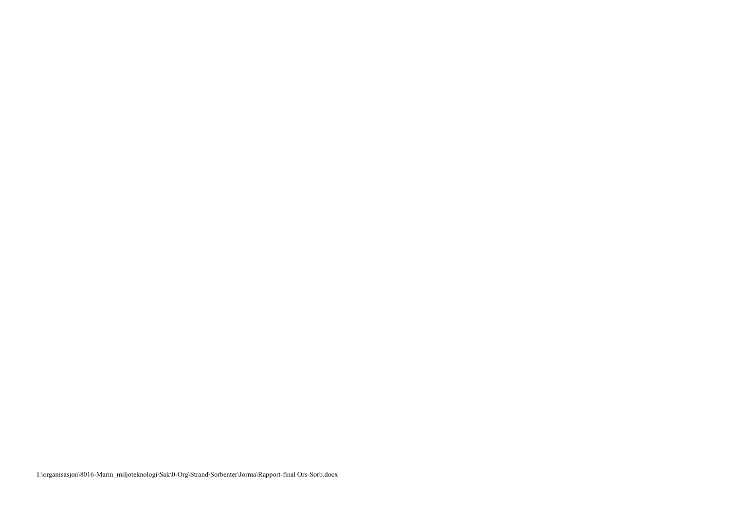I:\organisasjon\8016-Marin_miljoteknologi\Sak\0-Org\Strand\Sorbenter\Jorma\Rapport-final Ors-Sorb.docx